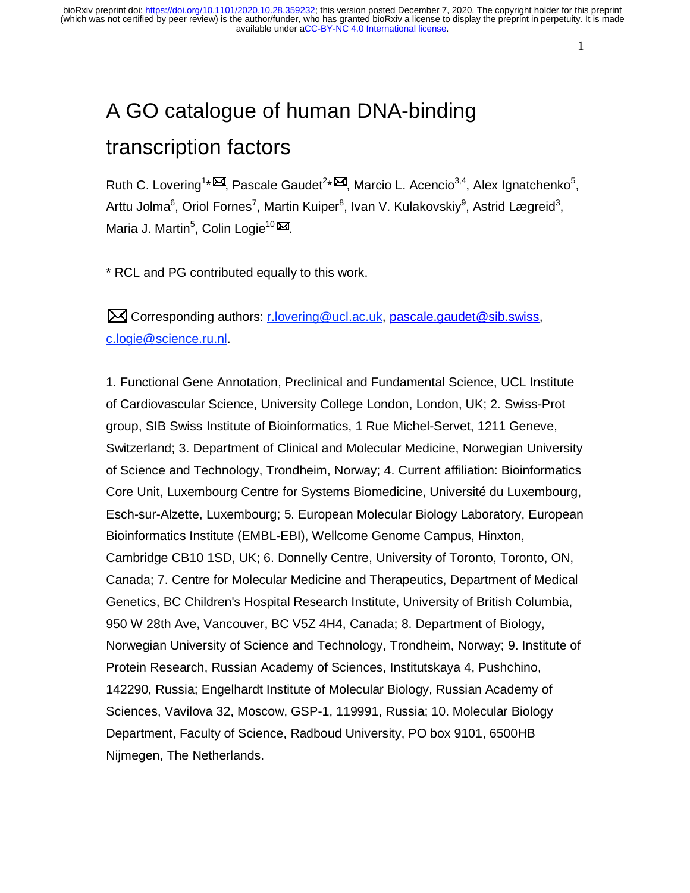# A GO catalogue of human DNA-binding transcription factors

Ruth C. Lovering[1]*✉, Pascale Gaudet[2]*✉, Marcio L. Acencio[3,4], Alex Ignatchenko[5], Arttu Jolma[6], Oriol Fornes[7], Martin Kuiper[8], Ivan V. Kulakovskiy[9], Astrid Lægreid[3], Maria J. Martin[5], Colin Logie[10]✉.

* RCL and PG contributed equally to this work.

✉ Corresponding authors: r.lovering@ucl.ac.uk, pascale.gaudet@sib.swiss, c.logie@science.ru.nl.

1. Functional Gene Annotation, Preclinical and Fundamental Science, UCL Institute of Cardiovascular Science, University College London, London, UK; 2. Swiss-Prot group, SIB Swiss Institute of Bioinformatics, 1 Rue Michel-Servet, 1211 Geneve, Switzerland; 3. Department of Clinical and Molecular Medicine, Norwegian University of Science and Technology, Trondheim, Norway; 4. Current affiliation: Bioinformatics Core Unit, Luxembourg Centre for Systems Biomedicine, Université du Luxembourg, Esch-sur-Alzette, Luxembourg; 5. European Molecular Biology Laboratory, European Bioinformatics Institute (EMBL-EBI), Wellcome Genome Campus, Hinxton, Cambridge CB10 1SD, UK; 6. Donnelly Centre, University of Toronto, Toronto, ON, Canada; 7. Centre for Molecular Medicine and Therapeutics, Department of Medical Genetics, BC Children's Hospital Research Institute, University of British Columbia, 950 W 28th Ave, Vancouver, BC V5Z 4H4, Canada; 8. Department of Biology, Norwegian University of Science and Technology, Trondheim, Norway; 9. Institute of Protein Research, Russian Academy of Sciences, Institutskaya 4, Pushchino, 142290, Russia; Engelhardt Institute of Molecular Biology, Russian Academy of Sciences, Vavilova 32, Moscow, GSP-1, 119991, Russia; 10. Molecular Biology Department, Faculty of Science, Radboud University, PO box 9101, 6500HB Nijmegen, The Netherlands.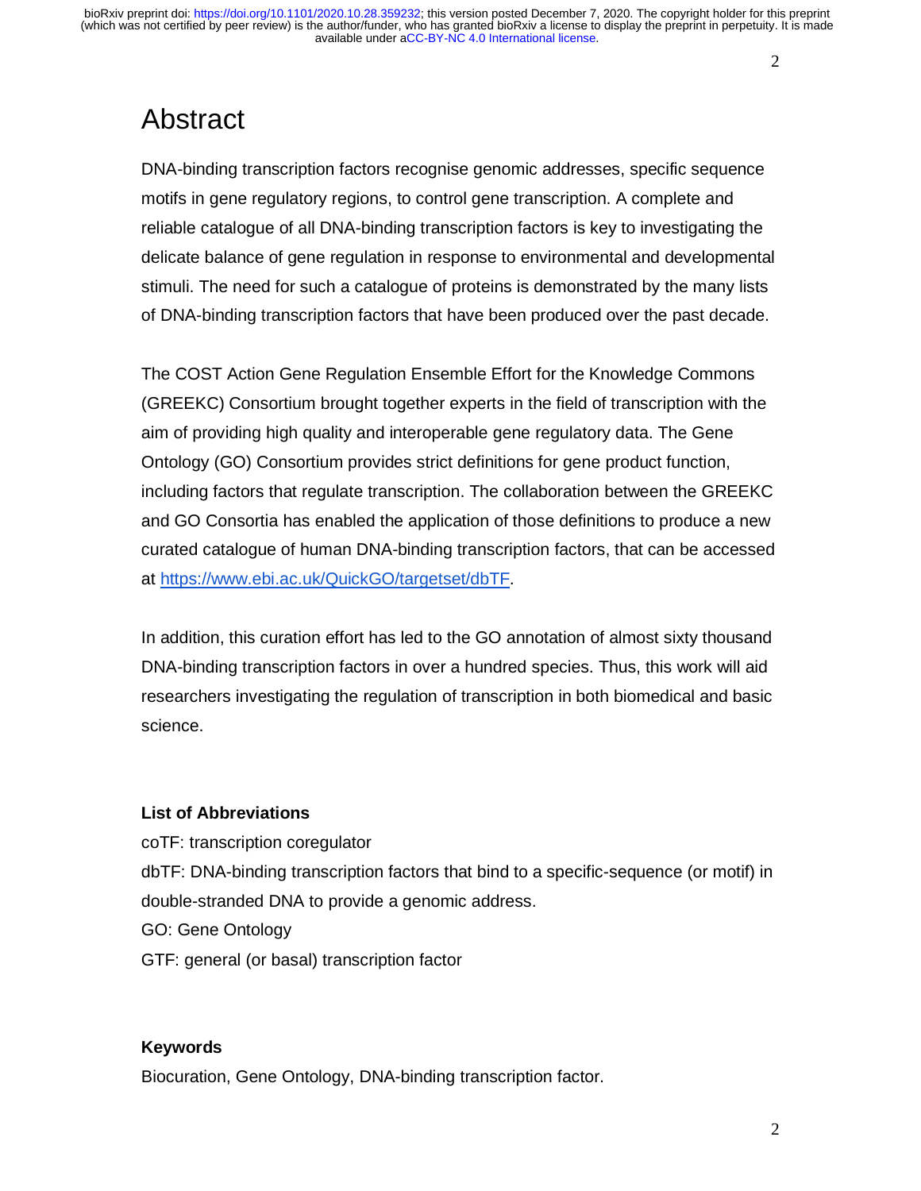# Abstract

DNA-binding transcription factors recognise genomic addresses, specific sequence motifs in gene regulatory regions, to control gene transcription. A complete and reliable catalogue of all DNA-binding transcription factors is key to investigating the delicate balance of gene regulation in response to environmental and developmental stimuli. The need for such a catalogue of proteins is demonstrated by the many lists of DNA-binding transcription factors that have been produced over the past decade.

The COST Action Gene Regulation Ensemble Effort for the Knowledge Commons (GREEKC) Consortium brought together experts in the field of transcription with the aim of providing high quality and interoperable gene regulatory data. The Gene Ontology (GO) Consortium provides strict definitions for gene product function, including factors that regulate transcription. The collaboration between the GREEKC and GO Consortia has enabled the application of those definitions to produce a new curated catalogue of human DNA-binding transcription factors, that can be accessed at https://www.ebi.ac.uk/QuickGO/targetset/dbTF.

In addition, this curation effort has led to the GO annotation of almost sixty thousand DNA-binding transcription factors in over a hundred species. Thus, this work will aid researchers investigating the regulation of transcription in both biomedical and basic science.

**List of Abbreviations**

coTF: transcription coregulator

dbTF: DNA-binding transcription factors that bind to a specific-sequence (or motif) in double-stranded DNA to provide a genomic address.

GO: Gene Ontology

GTF: general (or basal) transcription factor

**Keywords**

Biocuration, Gene Ontology, DNA-binding transcription factor.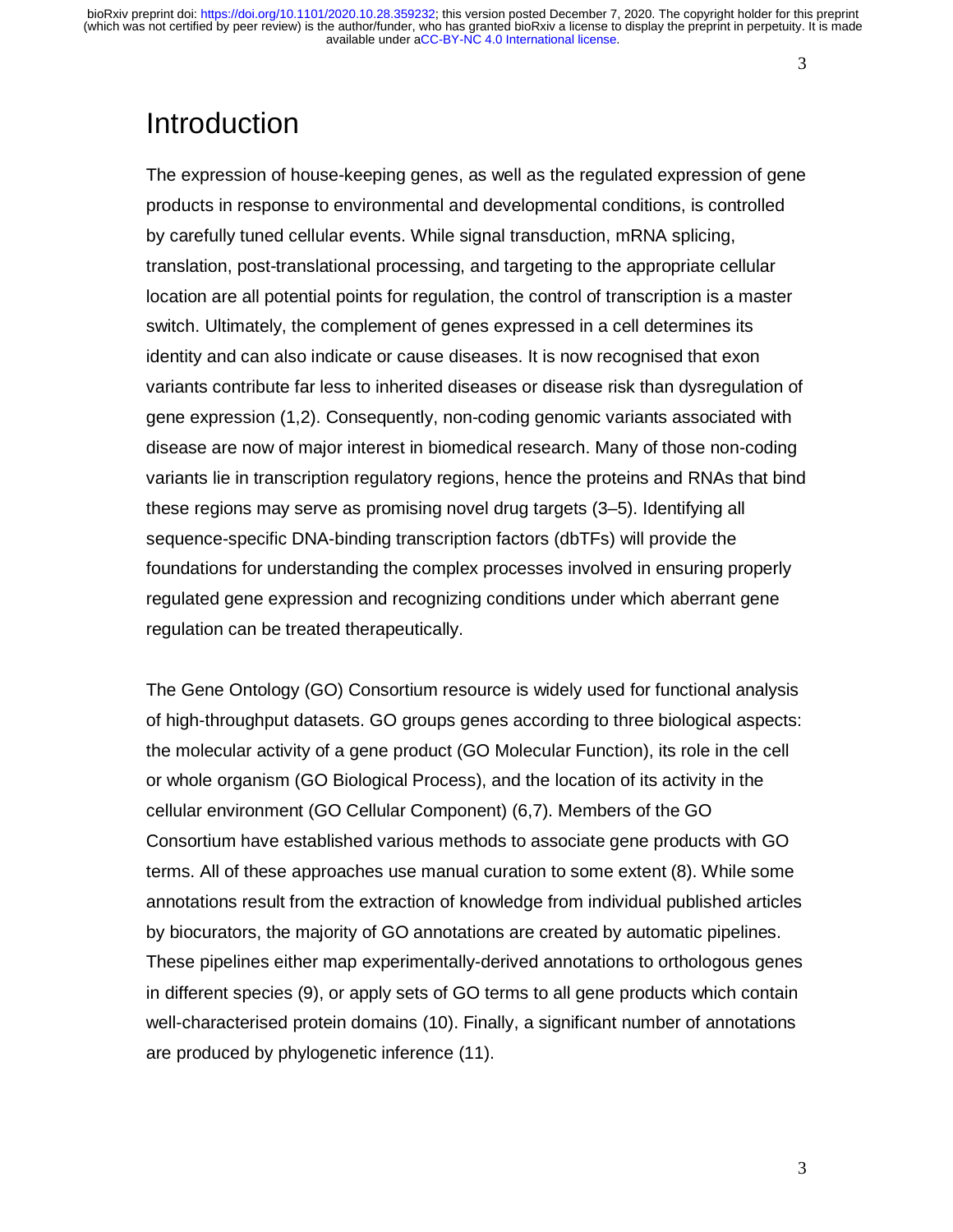# Introduction

The expression of house-keeping genes, as well as the regulated expression of gene products in response to environmental and developmental conditions, is controlled by carefully tuned cellular events. While signal transduction, mRNA splicing, translation, post-translational processing, and targeting to the appropriate cellular location are all potential points for regulation, the control of transcription is a master switch. Ultimately, the complement of genes expressed in a cell determines its identity and can also indicate or cause diseases. It is now recognised that exon variants contribute far less to inherited diseases or disease risk than dysregulation of gene expression (1,2). Consequently, non-coding genomic variants associated with disease are now of major interest in biomedical research. Many of those non-coding variants lie in transcription regulatory regions, hence the proteins and RNAs that bind these regions may serve as promising novel drug targets (3–5). Identifying all sequence-specific DNA-binding transcription factors (dbTFs) will provide the foundations for understanding the complex processes involved in ensuring properly regulated gene expression and recognizing conditions under which aberrant gene regulation can be treated therapeutically.

The Gene Ontology (GO) Consortium resource is widely used for functional analysis of high-throughput datasets. GO groups genes according to three biological aspects: the molecular activity of a gene product (GO Molecular Function), its role in the cell or whole organism (GO Biological Process), and the location of its activity in the cellular environment (GO Cellular Component) (6,7). Members of the GO Consortium have established various methods to associate gene products with GO terms. All of these approaches use manual curation to some extent (8). While some annotations result from the extraction of knowledge from individual published articles by biocurators, the majority of GO annotations are created by automatic pipelines. These pipelines either map experimentally-derived annotations to orthologous genes in different species (9), or apply sets of GO terms to all gene products which contain well-characterised protein domains (10). Finally, a significant number of annotations are produced by phylogenetic inference (11).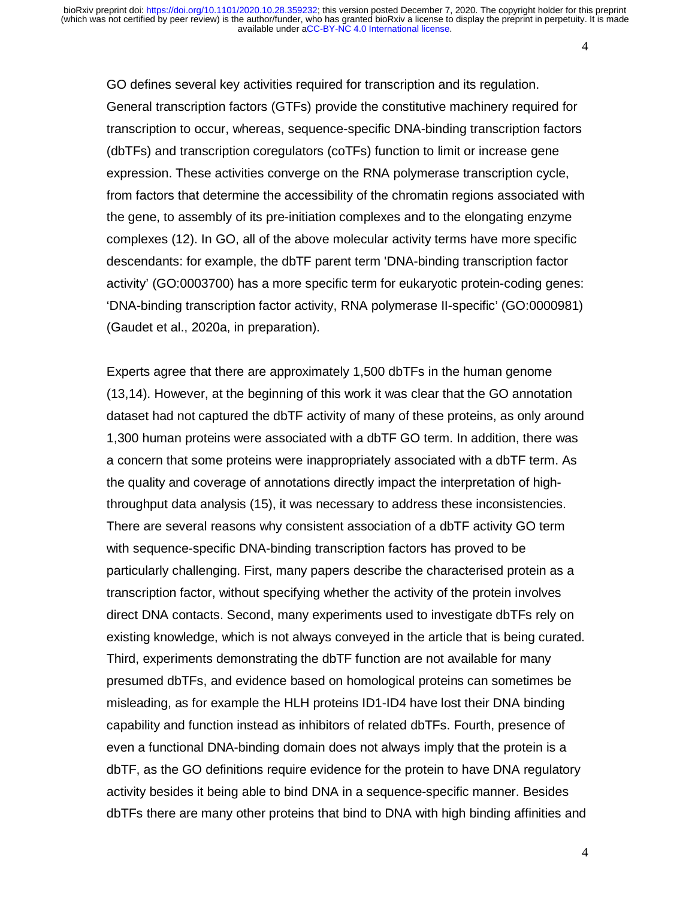GO defines several key activities required for transcription and its regulation. General transcription factors (GTFs) provide the constitutive machinery required for transcription to occur, whereas, sequence-specific DNA-binding transcription factors (dbTFs) and transcription coregulators (coTFs) function to limit or increase gene expression. These activities converge on the RNA polymerase transcription cycle, from factors that determine the accessibility of the chromatin regions associated with the gene, to assembly of its pre-initiation complexes and to the elongating enzyme complexes (12). In GO, all of the above molecular activity terms have more specific descendants: for example, the dbTF parent term 'DNA-binding transcription factor activity' (GO:0003700) has a more specific term for eukaryotic protein-coding genes: 'DNA-binding transcription factor activity, RNA polymerase II-specific' (GO:0000981) (Gaudet et al., 2020a, in preparation).

Experts agree that there are approximately 1,500 dbTFs in the human genome (13,14). However, at the beginning of this work it was clear that the GO annotation dataset had not captured the dbTF activity of many of these proteins, as only around 1,300 human proteins were associated with a dbTF GO term. In addition, there was a concern that some proteins were inappropriately associated with a dbTF term. As the quality and coverage of annotations directly impact the interpretation of high-throughput data analysis (15), it was necessary to address these inconsistencies. There are several reasons why consistent association of a dbTF activity GO term with sequence-specific DNA-binding transcription factors has proved to be particularly challenging. First, many papers describe the characterised protein as a transcription factor, without specifying whether the activity of the protein involves direct DNA contacts. Second, many experiments used to investigate dbTFs rely on existing knowledge, which is not always conveyed in the article that is being curated. Third, experiments demonstrating the dbTF function are not available for many presumed dbTFs, and evidence based on homological proteins can sometimes be misleading, as for example the HLH proteins ID1-ID4 have lost their DNA binding capability and function instead as inhibitors of related dbTFs. Fourth, presence of even a functional DNA-binding domain does not always imply that the protein is a dbTF, as the GO definitions require evidence for the protein to have DNA regulatory activity besides it being able to bind DNA in a sequence-specific manner. Besides dbTFs there are many other proteins that bind to DNA with high binding affinities and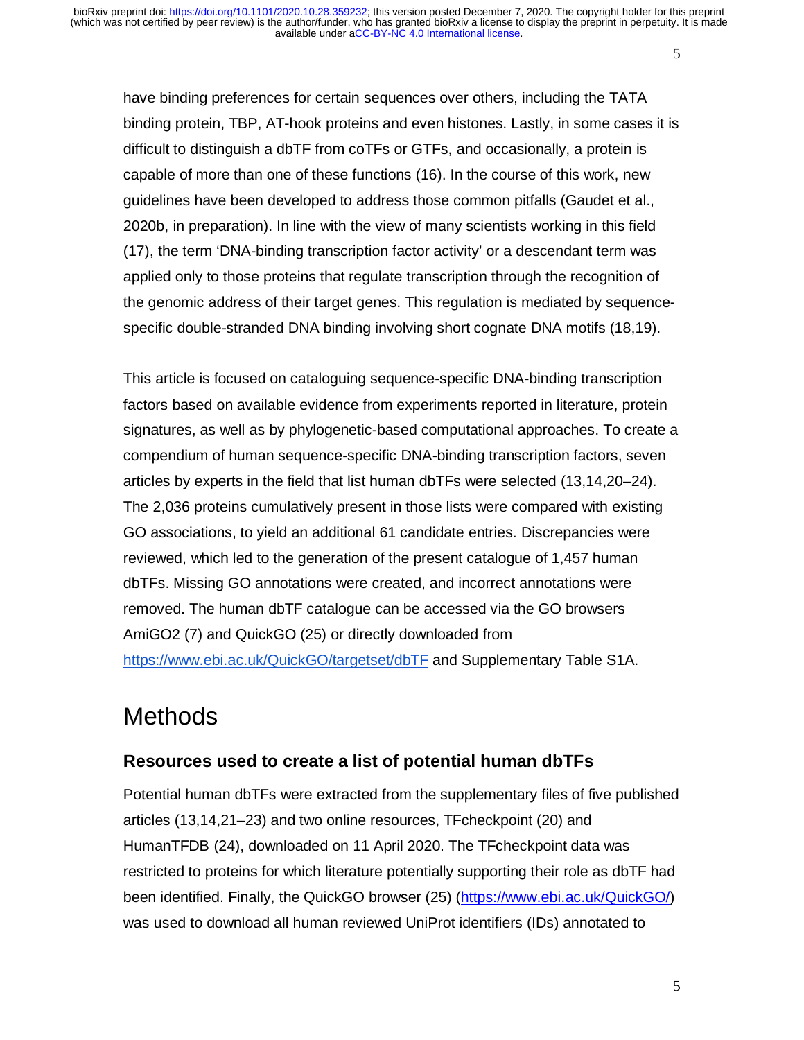have binding preferences for certain sequences over others, including the TATA binding protein, TBP, AT-hook proteins and even histones. Lastly, in some cases it is difficult to distinguish a dbTF from coTFs or GTFs, and occasionally, a protein is capable of more than one of these functions (16). In the course of this work, new guidelines have been developed to address those common pitfalls (Gaudet et al., 2020b, in preparation). In line with the view of many scientists working in this field (17), the term 'DNA-binding transcription factor activity' or a descendant term was applied only to those proteins that regulate transcription through the recognition of the genomic address of their target genes. This regulation is mediated by sequence-specific double-stranded DNA binding involving short cognate DNA motifs (18,19).

This article is focused on cataloguing sequence-specific DNA-binding transcription factors based on available evidence from experiments reported in literature, protein signatures, as well as by phylogenetic-based computational approaches. To create a compendium of human sequence-specific DNA-binding transcription factors, seven articles by experts in the field that list human dbTFs were selected (13,14,20–24). The 2,036 proteins cumulatively present in those lists were compared with existing GO associations, to yield an additional 61 candidate entries. Discrepancies were reviewed, which led to the generation of the present catalogue of 1,457 human dbTFs. Missing GO annotations were created, and incorrect annotations were removed. The human dbTF catalogue can be accessed via the GO browsers AmiGO2 (7) and QuickGO (25) or directly downloaded from https://www.ebi.ac.uk/QuickGO/targetset/dbTF and Supplementary Table S1A.

# Methods

## Resources used to create a list of potential human dbTFs

Potential human dbTFs were extracted from the supplementary files of five published articles (13,14,21–23) and two online resources, TFcheckpoint (20) and HumanTFDB (24), downloaded on 11 April 2020. The TFcheckpoint data was restricted to proteins for which literature potentially supporting their role as dbTF had been identified. Finally, the QuickGO browser (25) (https://www.ebi.ac.uk/QuickGO/) was used to download all human reviewed UniProt identifiers (IDs) annotated to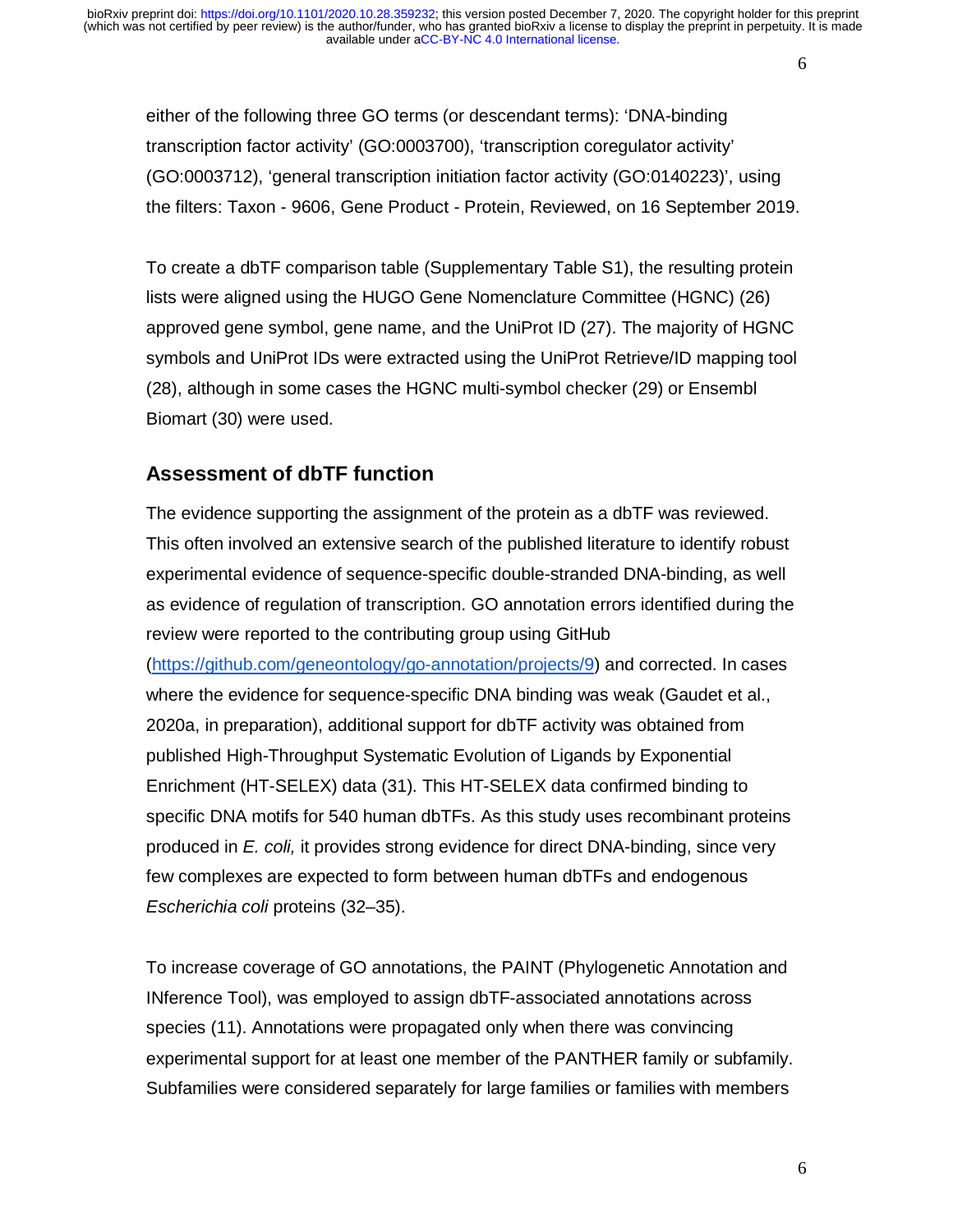either of the following three GO terms (or descendant terms): 'DNA-binding transcription factor activity' (GO:0003700), 'transcription coregulator activity' (GO:0003712), 'general transcription initiation factor activity (GO:0140223)', using the filters: Taxon - 9606, Gene Product - Protein, Reviewed, on 16 September 2019.

To create a dbTF comparison table (Supplementary Table S1), the resulting protein lists were aligned using the HUGO Gene Nomenclature Committee (HGNC) (26) approved gene symbol, gene name, and the UniProt ID (27). The majority of HGNC symbols and UniProt IDs were extracted using the UniProt Retrieve/ID mapping tool (28), although in some cases the HGNC multi-symbol checker (29) or Ensembl Biomart (30) were used.

## Assessment of dbTF function

The evidence supporting the assignment of the protein as a dbTF was reviewed. This often involved an extensive search of the published literature to identify robust experimental evidence of sequence-specific double-stranded DNA-binding, as well as evidence of regulation of transcription. GO annotation errors identified during the review were reported to the contributing group using GitHub (https://github.com/geneontology/go-annotation/projects/9) and corrected. In cases where the evidence for sequence-specific DNA binding was weak (Gaudet et al., 2020a, in preparation), additional support for dbTF activity was obtained from published High-Throughput Systematic Evolution of Ligands by Exponential Enrichment (HT-SELEX) data (31). This HT-SELEX data confirmed binding to specific DNA motifs for 540 human dbTFs. As this study uses recombinant proteins produced in *E. coli,* it provides strong evidence for direct DNA-binding, since very few complexes are expected to form between human dbTFs and endogenous *Escherichia coli* proteins (32–35).

To increase coverage of GO annotations, the PAINT (Phylogenetic Annotation and INference Tool), was employed to assign dbTF-associated annotations across species (11). Annotations were propagated only when there was convincing experimental support for at least one member of the PANTHER family or subfamily. Subfamilies were considered separately for large families or families with members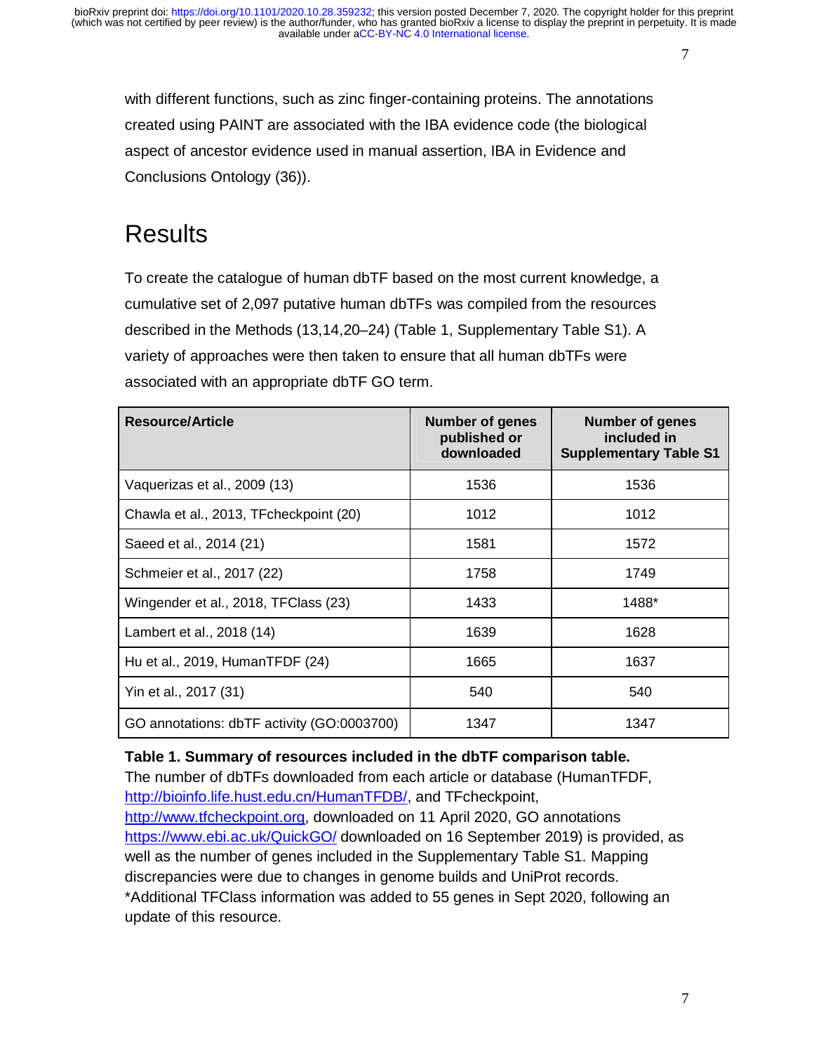with different functions, such as zinc finger-containing proteins. The annotations created using PAINT are associated with the IBA evidence code (the biological aspect of ancestor evidence used in manual assertion, IBA in Evidence and Conclusions Ontology (36)).

# Results

To create the catalogue of human dbTF based on the most current knowledge, a cumulative set of 2,097 putative human dbTFs was compiled from the resources described in the Methods (13,14,20–24) (Table 1, Supplementary Table S1). A variety of approaches were then taken to ensure that all human dbTFs were associated with an appropriate dbTF GO term.

| Resource/Article | Number of genes published or downloaded | Number of genes included in Supplementary Table S1 |
|---|---|---|
| Vaquerizas et al., 2009 (13) | 1536 | 1536 |
| Chawla et al., 2013, TFcheckpoint (20) | 1012 | 1012 |
| Saeed et al., 2014 (21) | 1581 | 1572 |
| Schmeier et al., 2017 (22) | 1758 | 1749 |
| Wingender et al., 2018, TFClass (23) | 1433 | 1488* |
| Lambert et al., 2018 (14) | 1639 | 1628 |
| Hu et al., 2019, HumanTFDF (24) | 1665 | 1637 |
| Yin et al., 2017 (31) | 540 | 540 |
| GO annotations: dbTF activity (GO:0003700) | 1347 | 1347 |

**Table 1. Summary of resources included in the dbTF comparison table.**
The number of dbTFs downloaded from each article or database (HumanTFDF, http://bioinfo.life.hust.edu.cn/HumanTFDB/, and TFcheckpoint, http://www.tfcheckpoint.org, downloaded on 11 April 2020, GO annotations https://www.ebi.ac.uk/QuickGO/ downloaded on 16 September 2019) is provided, as well as the number of genes included in the Supplementary Table S1. Mapping discrepancies were due to changes in genome builds and UniProt records.
*Additional TFClass information was added to 55 genes in Sept 2020, following an update of this resource.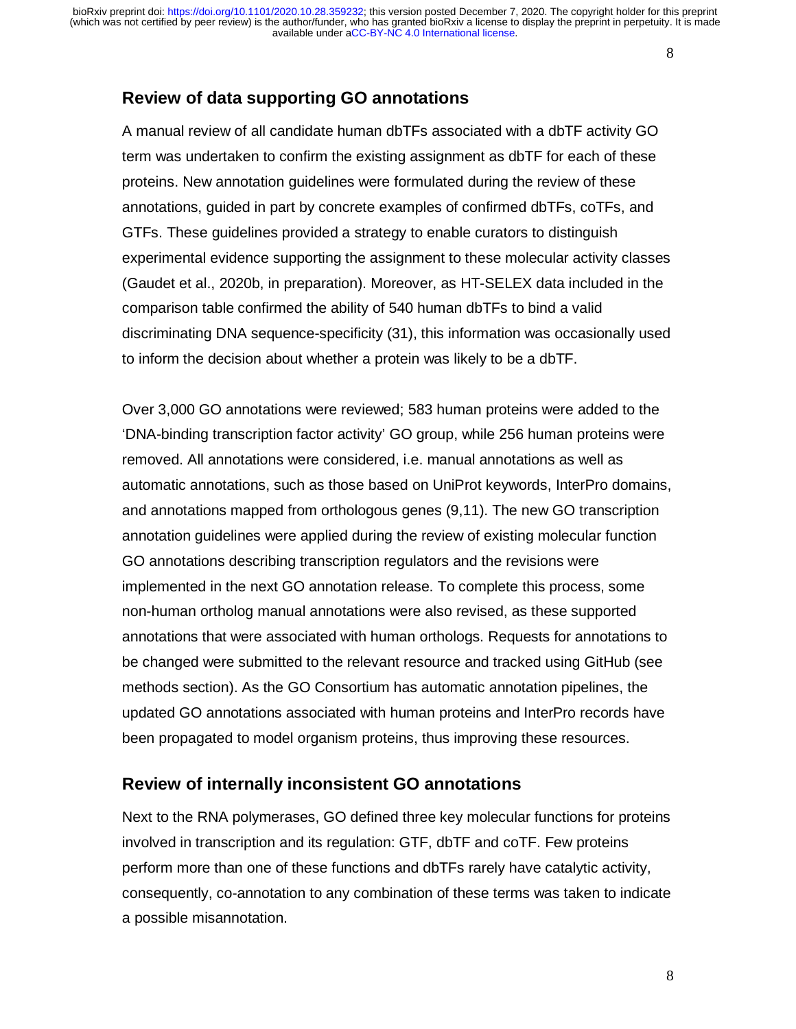## Review of data supporting GO annotations

A manual review of all candidate human dbTFs associated with a dbTF activity GO term was undertaken to confirm the existing assignment as dbTF for each of these proteins. New annotation guidelines were formulated during the review of these annotations, guided in part by concrete examples of confirmed dbTFs, coTFs, and GTFs. These guidelines provided a strategy to enable curators to distinguish experimental evidence supporting the assignment to these molecular activity classes (Gaudet et al., 2020b, in preparation). Moreover, as HT-SELEX data included in the comparison table confirmed the ability of 540 human dbTFs to bind a valid discriminating DNA sequence-specificity (31), this information was occasionally used to inform the decision about whether a protein was likely to be a dbTF.

Over 3,000 GO annotations were reviewed; 583 human proteins were added to the 'DNA-binding transcription factor activity' GO group, while 256 human proteins were removed. All annotations were considered, i.e. manual annotations as well as automatic annotations, such as those based on UniProt keywords, InterPro domains, and annotations mapped from orthologous genes (9,11). The new GO transcription annotation guidelines were applied during the review of existing molecular function GO annotations describing transcription regulators and the revisions were implemented in the next GO annotation release. To complete this process, some non-human ortholog manual annotations were also revised, as these supported annotations that were associated with human orthologs. Requests for annotations to be changed were submitted to the relevant resource and tracked using GitHub (see methods section). As the GO Consortium has automatic annotation pipelines, the updated GO annotations associated with human proteins and InterPro records have been propagated to model organism proteins, thus improving these resources.

## Review of internally inconsistent GO annotations

Next to the RNA polymerases, GO defined three key molecular functions for proteins involved in transcription and its regulation: GTF, dbTF and coTF. Few proteins perform more than one of these functions and dbTFs rarely have catalytic activity, consequently, co-annotation to any combination of these terms was taken to indicate a possible misannotation.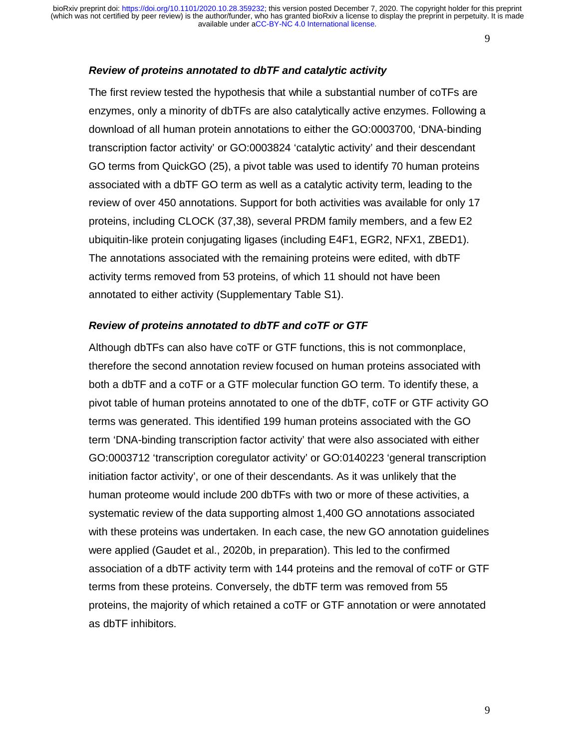### *Review of proteins annotated to dbTF and catalytic activity*

The first review tested the hypothesis that while a substantial number of coTFs are enzymes, only a minority of dbTFs are also catalytically active enzymes. Following a download of all human protein annotations to either the GO:0003700, 'DNA-binding transcription factor activity' or GO:0003824 'catalytic activity' and their descendant GO terms from QuickGO (25), a pivot table was used to identify 70 human proteins associated with a dbTF GO term as well as a catalytic activity term, leading to the review of over 450 annotations. Support for both activities was available for only 17 proteins, including CLOCK (37,38), several PRDM family members, and a few E2 ubiquitin-like protein conjugating ligases (including E4F1, EGR2, NFX1, ZBED1). The annotations associated with the remaining proteins were edited, with dbTF activity terms removed from 53 proteins, of which 11 should not have been annotated to either activity (Supplementary Table S1).

### *Review of proteins annotated to dbTF and coTF or GTF*

Although dbTFs can also have coTF or GTF functions, this is not commonplace, therefore the second annotation review focused on human proteins associated with both a dbTF and a coTF or a GTF molecular function GO term. To identify these, a pivot table of human proteins annotated to one of the dbTF, coTF or GTF activity GO terms was generated. This identified 199 human proteins associated with the GO term 'DNA-binding transcription factor activity' that were also associated with either GO:0003712 'transcription coregulator activity' or GO:0140223 'general transcription initiation factor activity', or one of their descendants. As it was unlikely that the human proteome would include 200 dbTFs with two or more of these activities, a systematic review of the data supporting almost 1,400 GO annotations associated with these proteins was undertaken. In each case, the new GO annotation guidelines were applied (Gaudet et al., 2020b, in preparation). This led to the confirmed association of a dbTF activity term with 144 proteins and the removal of coTF or GTF terms from these proteins. Conversely, the dbTF term was removed from 55 proteins, the majority of which retained a coTF or GTF annotation or were annotated as dbTF inhibitors.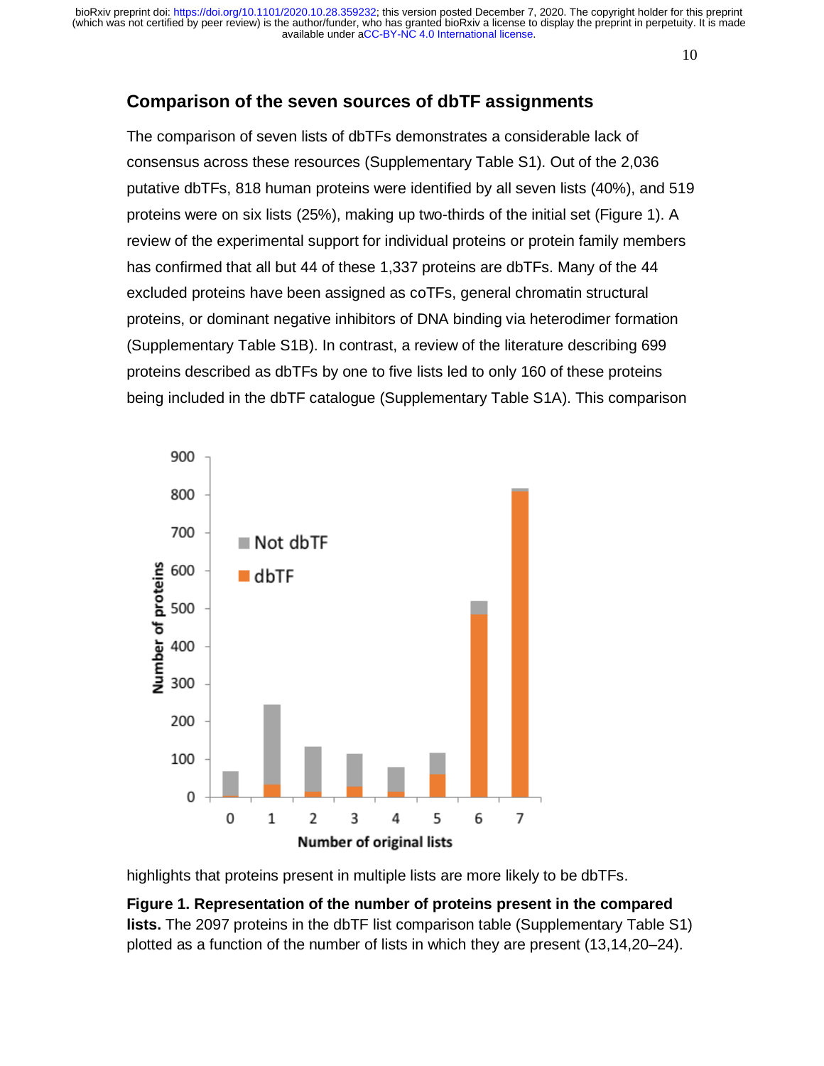## Comparison of the seven sources of dbTF assignments

The comparison of seven lists of dbTFs demonstrates a considerable lack of consensus across these resources (Supplementary Table S1). Out of the 2,036 putative dbTFs, 818 human proteins were identified by all seven lists (40%), and 519 proteins were on six lists (25%), making up two-thirds of the initial set (Figure 1). A review of the experimental support for individual proteins or protein family members has confirmed that all but 44 of these 1,337 proteins are dbTFs. Many of the 44 excluded proteins have been assigned as coTFs, general chromatin structural proteins, or dominant negative inhibitors of DNA binding via heterodimer formation (Supplementary Table S1B). In contrast, a review of the literature describing 699 proteins described as dbTFs by one to five lists led to only 160 of these proteins being included in the dbTF catalogue (Supplementary Table S1A). This comparison highlights that proteins present in multiple lists are more likely to be dbTFs.

**Figure 1. Representation of the number of proteins present in the compared lists.** The 2097 proteins in the dbTF list comparison table (Supplementary Table S1) plotted as a function of the number of lists in which they are present (13,14,20–24).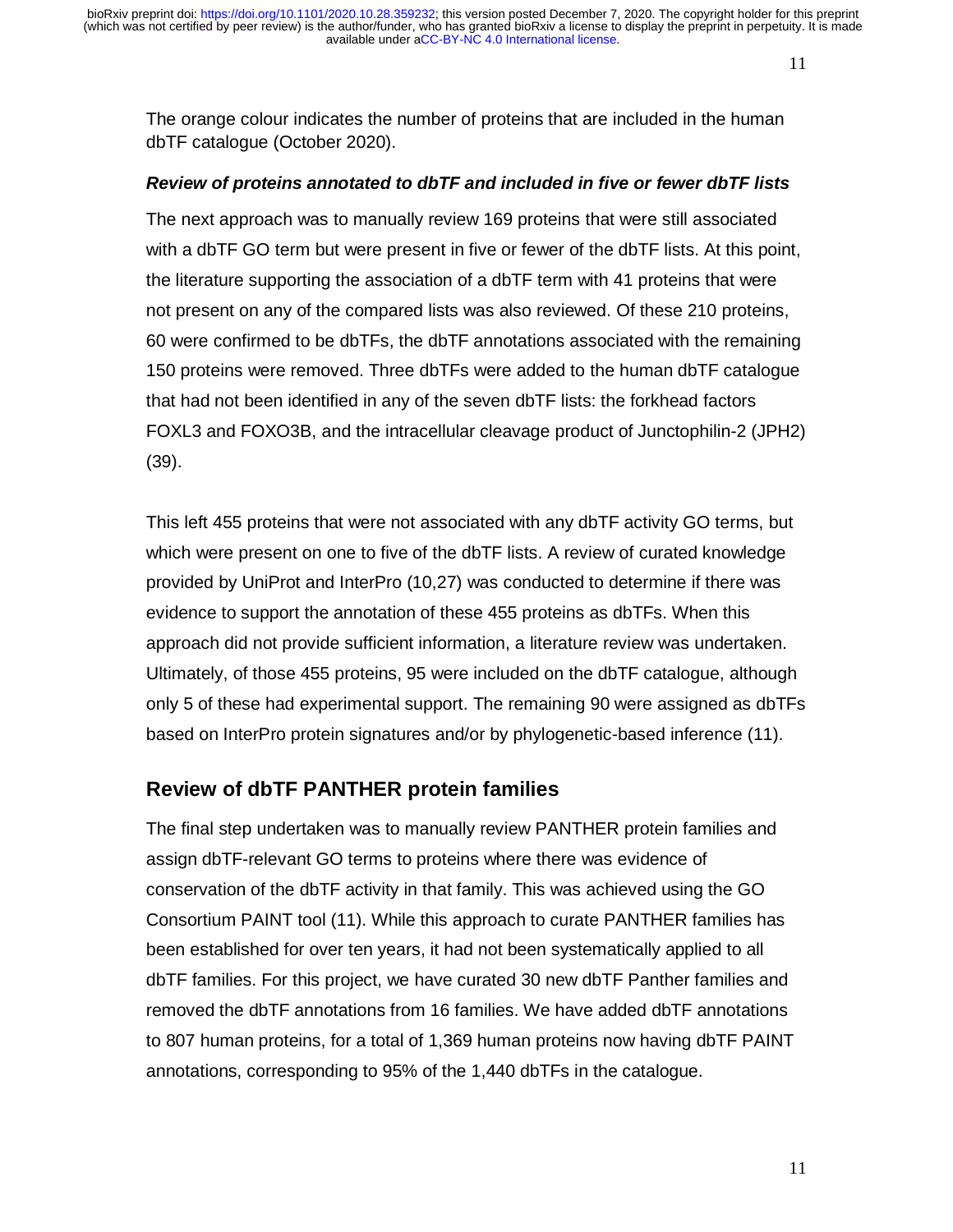The orange colour indicates the number of proteins that are included in the human dbTF catalogue (October 2020).

### *Review of proteins annotated to dbTF and included in five or fewer dbTF lists*

The next approach was to manually review 169 proteins that were still associated with a dbTF GO term but were present in five or fewer of the dbTF lists. At this point, the literature supporting the association of a dbTF term with 41 proteins that were not present on any of the compared lists was also reviewed. Of these 210 proteins, 60 were confirmed to be dbTFs, the dbTF annotations associated with the remaining 150 proteins were removed. Three dbTFs were added to the human dbTF catalogue that had not been identified in any of the seven dbTF lists: the forkhead factors FOXL3 and FOXO3B, and the intracellular cleavage product of Junctophilin-2 (JPH2) (39).

This left 455 proteins that were not associated with any dbTF activity GO terms, but which were present on one to five of the dbTF lists. A review of curated knowledge provided by UniProt and InterPro (10,27) was conducted to determine if there was evidence to support the annotation of these 455 proteins as dbTFs. When this approach did not provide sufficient information, a literature review was undertaken. Ultimately, of those 455 proteins, 95 were included on the dbTF catalogue, although only 5 of these had experimental support. The remaining 90 were assigned as dbTFs based on InterPro protein signatures and/or by phylogenetic-based inference (11).

## Review of dbTF PANTHER protein families

The final step undertaken was to manually review PANTHER protein families and assign dbTF-relevant GO terms to proteins where there was evidence of conservation of the dbTF activity in that family. This was achieved using the GO Consortium PAINT tool (11). While this approach to curate PANTHER families has been established for over ten years, it had not been systematically applied to all dbTF families. For this project, we have curated 30 new dbTF Panther families and removed the dbTF annotations from 16 families. We have added dbTF annotations to 807 human proteins, for a total of 1,369 human proteins now having dbTF PAINT annotations, corresponding to 95% of the 1,440 dbTFs in the catalogue.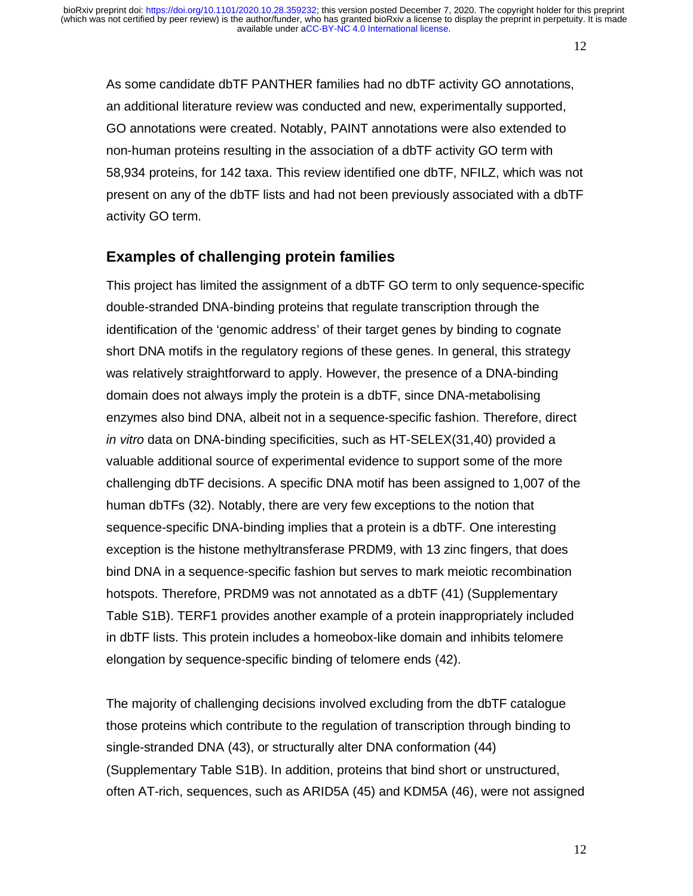As some candidate dbTF PANTHER families had no dbTF activity GO annotations, an additional literature review was conducted and new, experimentally supported, GO annotations were created. Notably, PAINT annotations were also extended to non-human proteins resulting in the association of a dbTF activity GO term with 58,934 proteins, for 142 taxa. This review identified one dbTF, NFILZ, which was not present on any of the dbTF lists and had not been previously associated with a dbTF activity GO term.

## Examples of challenging protein families

This project has limited the assignment of a dbTF GO term to only sequence-specific double-stranded DNA-binding proteins that regulate transcription through the identification of the 'genomic address' of their target genes by binding to cognate short DNA motifs in the regulatory regions of these genes. In general, this strategy was relatively straightforward to apply. However, the presence of a DNA-binding domain does not always imply the protein is a dbTF, since DNA-metabolising enzymes also bind DNA, albeit not in a sequence-specific fashion. Therefore, direct *in vitro* data on DNA-binding specificities, such as HT-SELEX(31,40) provided a valuable additional source of experimental evidence to support some of the more challenging dbTF decisions. A specific DNA motif has been assigned to 1,007 of the human dbTFs (32). Notably, there are very few exceptions to the notion that sequence-specific DNA-binding implies that a protein is a dbTF. One interesting exception is the histone methyltransferase PRDM9, with 13 zinc fingers, that does bind DNA in a sequence-specific fashion but serves to mark meiotic recombination hotspots. Therefore, PRDM9 was not annotated as a dbTF (41) (Supplementary Table S1B). TERF1 provides another example of a protein inappropriately included in dbTF lists. This protein includes a homeobox-like domain and inhibits telomere elongation by sequence-specific binding of telomere ends (42).

The majority of challenging decisions involved excluding from the dbTF catalogue those proteins which contribute to the regulation of transcription through binding to single-stranded DNA (43), or structurally alter DNA conformation (44) (Supplementary Table S1B). In addition, proteins that bind short or unstructured, often AT-rich, sequences, such as ARID5A (45) and KDM5A (46), were not assigned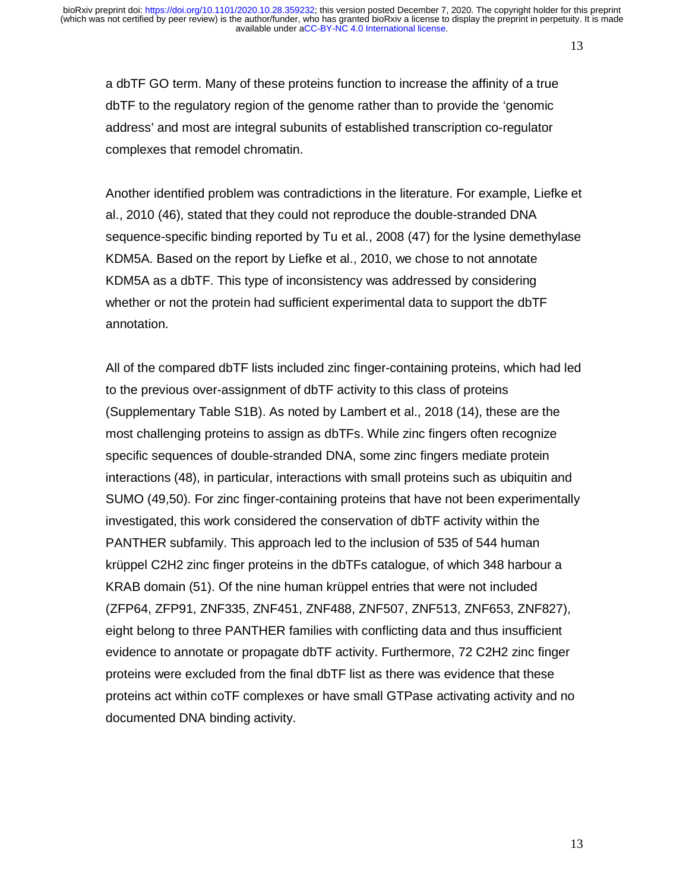a dbTF GO term. Many of these proteins function to increase the affinity of a true dbTF to the regulatory region of the genome rather than to provide the 'genomic address' and most are integral subunits of established transcription co-regulator complexes that remodel chromatin.

Another identified problem was contradictions in the literature. For example, Liefke et al., 2010 (46), stated that they could not reproduce the double-stranded DNA sequence-specific binding reported by Tu et al., 2008 (47) for the lysine demethylase KDM5A. Based on the report by Liefke et al., 2010, we chose to not annotate KDM5A as a dbTF. This type of inconsistency was addressed by considering whether or not the protein had sufficient experimental data to support the dbTF annotation.

All of the compared dbTF lists included zinc finger-containing proteins, which had led to the previous over-assignment of dbTF activity to this class of proteins (Supplementary Table S1B). As noted by Lambert et al., 2018 (14), these are the most challenging proteins to assign as dbTFs. While zinc fingers often recognize specific sequences of double-stranded DNA, some zinc fingers mediate protein interactions (48), in particular, interactions with small proteins such as ubiquitin and SUMO (49,50). For zinc finger-containing proteins that have not been experimentally investigated, this work considered the conservation of dbTF activity within the PANTHER subfamily. This approach led to the inclusion of 535 of 544 human krüppel C2H2 zinc finger proteins in the dbTFs catalogue, of which 348 harbour a KRAB domain (51). Of the nine human krüppel entries that were not included (ZFP64, ZFP91, ZNF335, ZNF451, ZNF488, ZNF507, ZNF513, ZNF653, ZNF827), eight belong to three PANTHER families with conflicting data and thus insufficient evidence to annotate or propagate dbTF activity. Furthermore, 72 C2H2 zinc finger proteins were excluded from the final dbTF list as there was evidence that these proteins act within coTF complexes or have small GTPase activating activity and no documented DNA binding activity.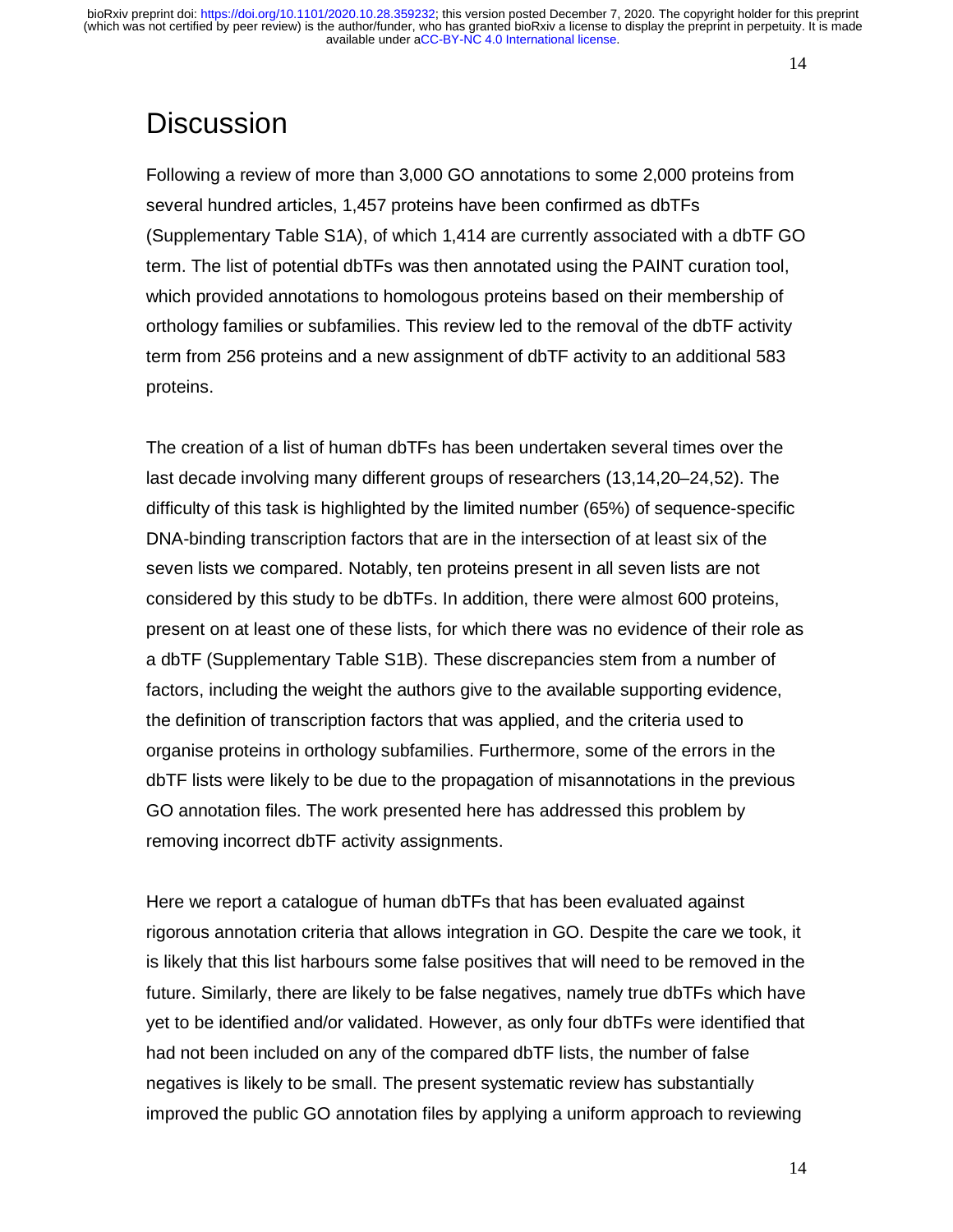# Discussion

Following a review of more than 3,000 GO annotations to some 2,000 proteins from several hundred articles, 1,457 proteins have been confirmed as dbTFs (Supplementary Table S1A), of which 1,414 are currently associated with a dbTF GO term. The list of potential dbTFs was then annotated using the PAINT curation tool, which provided annotations to homologous proteins based on their membership of orthology families or subfamilies. This review led to the removal of the dbTF activity term from 256 proteins and a new assignment of dbTF activity to an additional 583 proteins.

The creation of a list of human dbTFs has been undertaken several times over the last decade involving many different groups of researchers (13,14,20–24,52). The difficulty of this task is highlighted by the limited number (65%) of sequence-specific DNA-binding transcription factors that are in the intersection of at least six of the seven lists we compared. Notably, ten proteins present in all seven lists are not considered by this study to be dbTFs. In addition, there were almost 600 proteins, present on at least one of these lists, for which there was no evidence of their role as a dbTF (Supplementary Table S1B). These discrepancies stem from a number of factors, including the weight the authors give to the available supporting evidence, the definition of transcription factors that was applied, and the criteria used to organise proteins in orthology subfamilies. Furthermore, some of the errors in the dbTF lists were likely to be due to the propagation of misannotations in the previous GO annotation files. The work presented here has addressed this problem by removing incorrect dbTF activity assignments.

Here we report a catalogue of human dbTFs that has been evaluated against rigorous annotation criteria that allows integration in GO. Despite the care we took, it is likely that this list harbours some false positives that will need to be removed in the future. Similarly, there are likely to be false negatives, namely true dbTFs which have yet to be identified and/or validated. However, as only four dbTFs were identified that had not been included on any of the compared dbTF lists, the number of false negatives is likely to be small. The present systematic review has substantially improved the public GO annotation files by applying a uniform approach to reviewing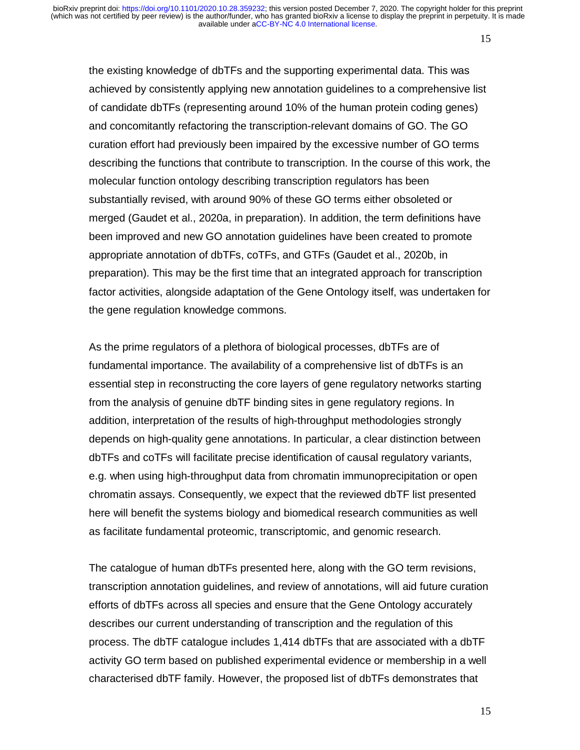the existing knowledge of dbTFs and the supporting experimental data. This was achieved by consistently applying new annotation guidelines to a comprehensive list of candidate dbTFs (representing around 10% of the human protein coding genes) and concomitantly refactoring the transcription-relevant domains of GO. The GO curation effort had previously been impaired by the excessive number of GO terms describing the functions that contribute to transcription. In the course of this work, the molecular function ontology describing transcription regulators has been substantially revised, with around 90% of these GO terms either obsoleted or merged (Gaudet et al., 2020a, in preparation). In addition, the term definitions have been improved and new GO annotation guidelines have been created to promote appropriate annotation of dbTFs, coTFs, and GTFs (Gaudet et al., 2020b, in preparation). This may be the first time that an integrated approach for transcription factor activities, alongside adaptation of the Gene Ontology itself, was undertaken for the gene regulation knowledge commons.

As the prime regulators of a plethora of biological processes, dbTFs are of fundamental importance. The availability of a comprehensive list of dbTFs is an essential step in reconstructing the core layers of gene regulatory networks starting from the analysis of genuine dbTF binding sites in gene regulatory regions. In addition, interpretation of the results of high-throughput methodologies strongly depends on high-quality gene annotations. In particular, a clear distinction between dbTFs and coTFs will facilitate precise identification of causal regulatory variants, e.g. when using high-throughput data from chromatin immunoprecipitation or open chromatin assays. Consequently, we expect that the reviewed dbTF list presented here will benefit the systems biology and biomedical research communities as well as facilitate fundamental proteomic, transcriptomic, and genomic research.

The catalogue of human dbTFs presented here, along with the GO term revisions, transcription annotation guidelines, and review of annotations, will aid future curation efforts of dbTFs across all species and ensure that the Gene Ontology accurately describes our current understanding of transcription and the regulation of this process. The dbTF catalogue includes 1,414 dbTFs that are associated with a dbTF activity GO term based on published experimental evidence or membership in a well characterised dbTF family. However, the proposed list of dbTFs demonstrates that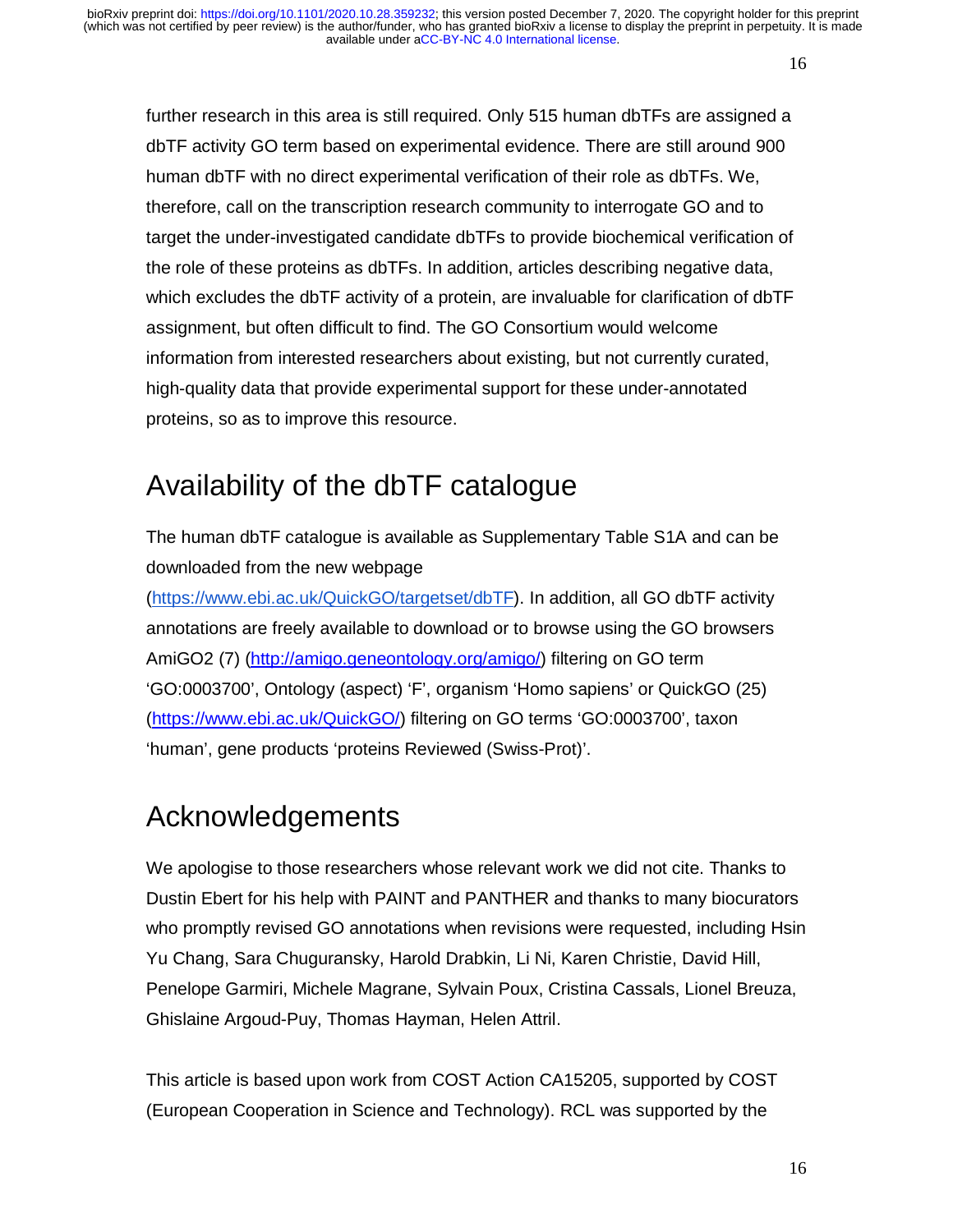further research in this area is still required. Only 515 human dbTFs are assigned a dbTF activity GO term based on experimental evidence. There are still around 900 human dbTF with no direct experimental verification of their role as dbTFs. We, therefore, call on the transcription research community to interrogate GO and to target the under-investigated candidate dbTFs to provide biochemical verification of the role of these proteins as dbTFs. In addition, articles describing negative data, which excludes the dbTF activity of a protein, are invaluable for clarification of dbTF assignment, but often difficult to find. The GO Consortium would welcome information from interested researchers about existing, but not currently curated, high-quality data that provide experimental support for these under-annotated proteins, so as to improve this resource.

# Availability of the dbTF catalogue

The human dbTF catalogue is available as Supplementary Table S1A and can be downloaded from the new webpage (https://www.ebi.ac.uk/QuickGO/targetset/dbTF). In addition, all GO dbTF activity annotations are freely available to download or to browse using the GO browsers AmiGO2 (7) (http://amigo.geneontology.org/amigo/) filtering on GO term 'GO:0003700', Ontology (aspect) 'F', organism 'Homo sapiens' or QuickGO (25) (https://www.ebi.ac.uk/QuickGO/) filtering on GO terms 'GO:0003700', taxon 'human', gene products 'proteins Reviewed (Swiss-Prot)'.

# Acknowledgements

We apologise to those researchers whose relevant work we did not cite. Thanks to Dustin Ebert for his help with PAINT and PANTHER and thanks to many biocurators who promptly revised GO annotations when revisions were requested, including Hsin Yu Chang, Sara Chuguransky, Harold Drabkin, Li Ni, Karen Christie, David Hill, Penelope Garmiri, Michele Magrane, Sylvain Poux, Cristina Cassals, Lionel Breuza, Ghislaine Argoud-Puy, Thomas Hayman, Helen Attril.

This article is based upon work from COST Action CA15205, supported by COST (European Cooperation in Science and Technology). RCL was supported by the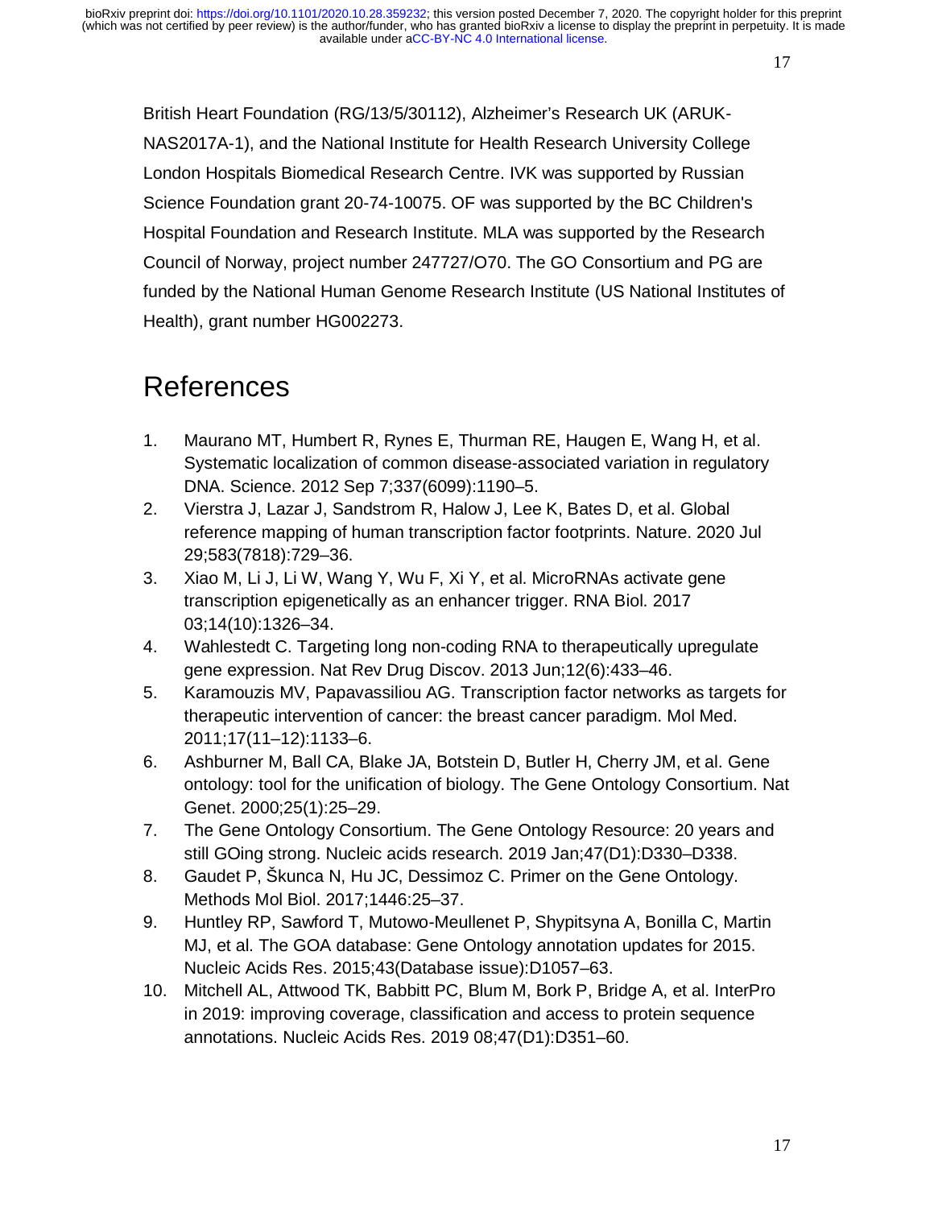British Heart Foundation (RG/13/5/30112), Alzheimer's Research UK (ARUK-NAS2017A-1), and the National Institute for Health Research University College London Hospitals Biomedical Research Centre. IVK was supported by Russian Science Foundation grant 20-74-10075. OF was supported by the BC Children's Hospital Foundation and Research Institute. MLA was supported by the Research Council of Norway, project number 247727/O70. The GO Consortium and PG are funded by the National Human Genome Research Institute (US National Institutes of Health), grant number HG002273.

# References

1. Maurano MT, Humbert R, Rynes E, Thurman RE, Haugen E, Wang H, et al. Systematic localization of common disease-associated variation in regulatory DNA. Science. 2012 Sep 7;337(6099):1190–5.
2. Vierstra J, Lazar J, Sandstrom R, Halow J, Lee K, Bates D, et al. Global reference mapping of human transcription factor footprints. Nature. 2020 Jul 29;583(7818):729–36.
3. Xiao M, Li J, Li W, Wang Y, Wu F, Xi Y, et al. MicroRNAs activate gene transcription epigenetically as an enhancer trigger. RNA Biol. 2017 03;14(10):1326–34.
4. Wahlestedt C. Targeting long non-coding RNA to therapeutically upregulate gene expression. Nat Rev Drug Discov. 2013 Jun;12(6):433–46.
5. Karamouzis MV, Papavassiliou AG. Transcription factor networks as targets for therapeutic intervention of cancer: the breast cancer paradigm. Mol Med. 2011;17(11–12):1133–6.
6. Ashburner M, Ball CA, Blake JA, Botstein D, Butler H, Cherry JM, et al. Gene ontology: tool for the unification of biology. The Gene Ontology Consortium. Nat Genet. 2000;25(1):25–29.
7. The Gene Ontology Consortium. The Gene Ontology Resource: 20 years and still GOing strong. Nucleic acids research. 2019 Jan;47(D1):D330–D338.
8. Gaudet P, Škunca N, Hu JC, Dessimoz C. Primer on the Gene Ontology. Methods Mol Biol. 2017;1446:25–37.
9. Huntley RP, Sawford T, Mutowo-Meullenet P, Shypitsyna A, Bonilla C, Martin MJ, et al. The GOA database: Gene Ontology annotation updates for 2015. Nucleic Acids Res. 2015;43(Database issue):D1057–63.
10. Mitchell AL, Attwood TK, Babbitt PC, Blum M, Bork P, Bridge A, et al. InterPro in 2019: improving coverage, classification and access to protein sequence annotations. Nucleic Acids Res. 2019 08;47(D1):D351–60.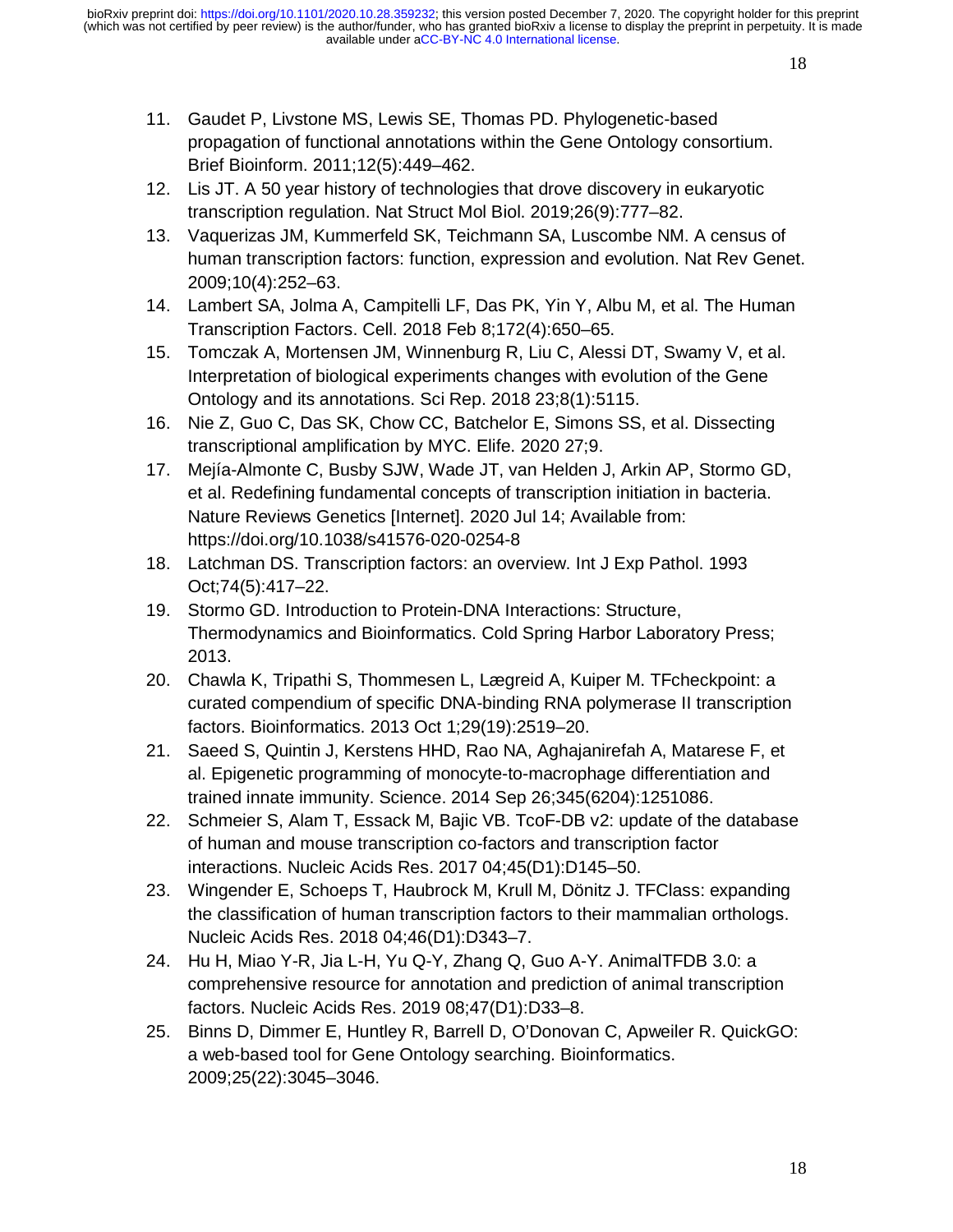11. Gaudet P, Livstone MS, Lewis SE, Thomas PD. Phylogenetic-based propagation of functional annotations within the Gene Ontology consortium. Brief Bioinform. 2011;12(5):449–462.
12. Lis JT. A 50 year history of technologies that drove discovery in eukaryotic transcription regulation. Nat Struct Mol Biol. 2019;26(9):777–82.
13. Vaquerizas JM, Kummerfeld SK, Teichmann SA, Luscombe NM. A census of human transcription factors: function, expression and evolution. Nat Rev Genet. 2009;10(4):252–63.
14. Lambert SA, Jolma A, Campitelli LF, Das PK, Yin Y, Albu M, et al. The Human Transcription Factors. Cell. 2018 Feb 8;172(4):650–65.
15. Tomczak A, Mortensen JM, Winnenburg R, Liu C, Alessi DT, Swamy V, et al. Interpretation of biological experiments changes with evolution of the Gene Ontology and its annotations. Sci Rep. 2018 23;8(1):5115.
16. Nie Z, Guo C, Das SK, Chow CC, Batchelor E, Simons SS, et al. Dissecting transcriptional amplification by MYC. Elife. 2020 27;9.
17. Mejía-Almonte C, Busby SJW, Wade JT, van Helden J, Arkin AP, Stormo GD, et al. Redefining fundamental concepts of transcription initiation in bacteria. Nature Reviews Genetics [Internet]. 2020 Jul 14; Available from: https://doi.org/10.1038/s41576-020-0254-8
18. Latchman DS. Transcription factors: an overview. Int J Exp Pathol. 1993 Oct;74(5):417–22.
19. Stormo GD. Introduction to Protein-DNA Interactions: Structure, Thermodynamics and Bioinformatics. Cold Spring Harbor Laboratory Press; 2013.
20. Chawla K, Tripathi S, Thommesen L, Lægreid A, Kuiper M. TFcheckpoint: a curated compendium of specific DNA-binding RNA polymerase II transcription factors. Bioinformatics. 2013 Oct 1;29(19):2519–20.
21. Saeed S, Quintin J, Kerstens HHD, Rao NA, Aghajanirefah A, Matarese F, et al. Epigenetic programming of monocyte-to-macrophage differentiation and trained innate immunity. Science. 2014 Sep 26;345(6204):1251086.
22. Schmeier S, Alam T, Essack M, Bajic VB. TcoF-DB v2: update of the database of human and mouse transcription co-factors and transcription factor interactions. Nucleic Acids Res. 2017 04;45(D1):D145–50.
23. Wingender E, Schoeps T, Haubrock M, Krull M, Dönitz J. TFClass: expanding the classification of human transcription factors to their mammalian orthologs. Nucleic Acids Res. 2018 04;46(D1):D343–7.
24. Hu H, Miao Y-R, Jia L-H, Yu Q-Y, Zhang Q, Guo A-Y. AnimalTFDB 3.0: a comprehensive resource for annotation and prediction of animal transcription factors. Nucleic Acids Res. 2019 08;47(D1):D33–8.
25. Binns D, Dimmer E, Huntley R, Barrell D, O'Donovan C, Apweiler R. QuickGO: a web-based tool for Gene Ontology searching. Bioinformatics. 2009;25(22):3045–3046.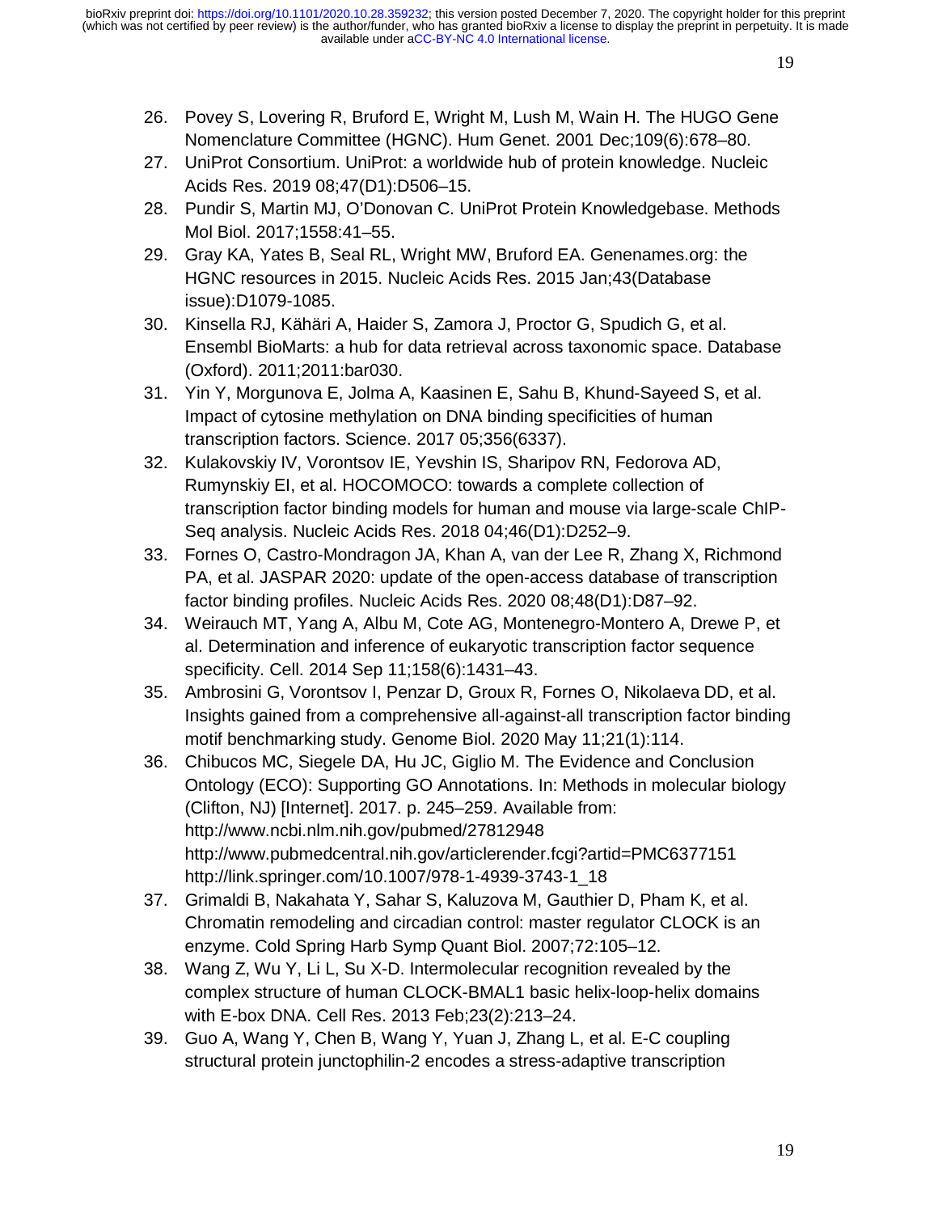26. Povey S, Lovering R, Bruford E, Wright M, Lush M, Wain H. The HUGO Gene Nomenclature Committee (HGNC). Hum Genet. 2001 Dec;109(6):678–80.
27. UniProt Consortium. UniProt: a worldwide hub of protein knowledge. Nucleic Acids Res. 2019 08;47(D1):D506–15.
28. Pundir S, Martin MJ, O'Donovan C. UniProt Protein Knowledgebase. Methods Mol Biol. 2017;1558:41–55.
29. Gray KA, Yates B, Seal RL, Wright MW, Bruford EA. Genenames.org: the HGNC resources in 2015. Nucleic Acids Res. 2015 Jan;43(Database issue):D1079-1085.
30. Kinsella RJ, Kähäri A, Haider S, Zamora J, Proctor G, Spudich G, et al. Ensembl BioMarts: a hub for data retrieval across taxonomic space. Database (Oxford). 2011;2011:bar030.
31. Yin Y, Morgunova E, Jolma A, Kaasinen E, Sahu B, Khund-Sayeed S, et al. Impact of cytosine methylation on DNA binding specificities of human transcription factors. Science. 2017 05;356(6337).
32. Kulakovskiy IV, Vorontsov IE, Yevshin IS, Sharipov RN, Fedorova AD, Rumynskiy EI, et al. HOCOMOCO: towards a complete collection of transcription factor binding models for human and mouse via large-scale ChIP-Seq analysis. Nucleic Acids Res. 2018 04;46(D1):D252–9.
33. Fornes O, Castro-Mondragon JA, Khan A, van der Lee R, Zhang X, Richmond PA, et al. JASPAR 2020: update of the open-access database of transcription factor binding profiles. Nucleic Acids Res. 2020 08;48(D1):D87–92.
34. Weirauch MT, Yang A, Albu M, Cote AG, Montenegro-Montero A, Drewe P, et al. Determination and inference of eukaryotic transcription factor sequence specificity. Cell. 2014 Sep 11;158(6):1431–43.
35. Ambrosini G, Vorontsov I, Penzar D, Groux R, Fornes O, Nikolaeva DD, et al. Insights gained from a comprehensive all-against-all transcription factor binding motif benchmarking study. Genome Biol. 2020 May 11;21(1):114.
36. Chibucos MC, Siegele DA, Hu JC, Giglio M. The Evidence and Conclusion Ontology (ECO): Supporting GO Annotations. In: Methods in molecular biology (Clifton, NJ) [Internet]. 2017. p. 245–259. Available from: http://www.ncbi.nlm.nih.gov/pubmed/27812948 http://www.pubmedcentral.nih.gov/articlerender.fcgi?artid=PMC6377151 http://link.springer.com/10.1007/978-1-4939-3743-1_18
37. Grimaldi B, Nakahata Y, Sahar S, Kaluzova M, Gauthier D, Pham K, et al. Chromatin remodeling and circadian control: master regulator CLOCK is an enzyme. Cold Spring Harb Symp Quant Biol. 2007;72:105–12.
38. Wang Z, Wu Y, Li L, Su X-D. Intermolecular recognition revealed by the complex structure of human CLOCK-BMAL1 basic helix-loop-helix domains with E-box DNA. Cell Res. 2013 Feb;23(2):213–24.
39. Guo A, Wang Y, Chen B, Wang Y, Yuan J, Zhang L, et al. E-C coupling structural protein junctophilin-2 encodes a stress-adaptive transcription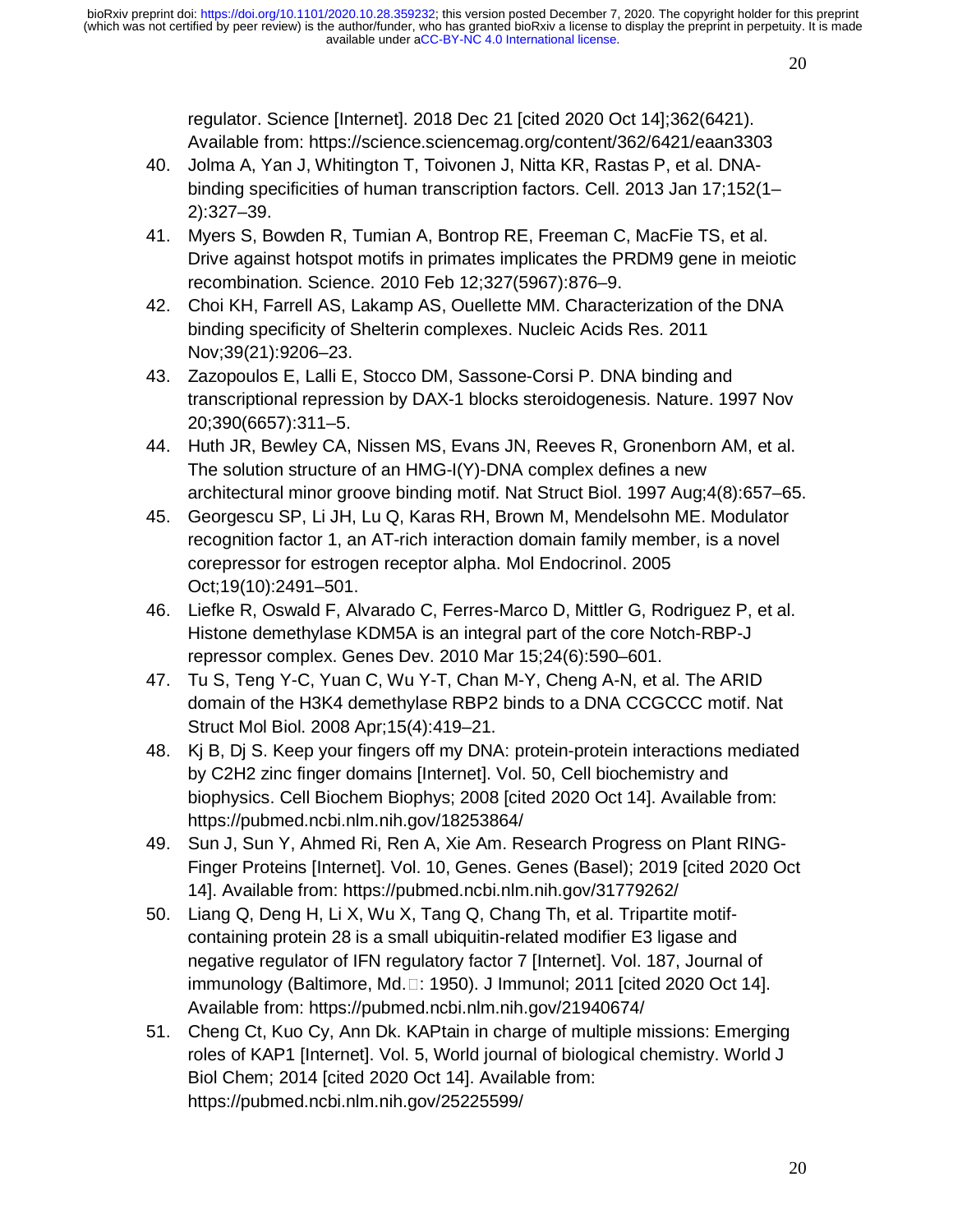regulator. Science [Internet]. 2018 Dec 21 [cited 2020 Oct 14];362(6421). Available from: https://science.sciencemag.org/content/362/6421/eaan3303

40. Jolma A, Yan J, Whitington T, Toivonen J, Nitta KR, Rastas P, et al. DNA-binding specificities of human transcription factors. Cell. 2013 Jan 17;152(1–2):327–39.
41. Myers S, Bowden R, Tumian A, Bontrop RE, Freeman C, MacFie TS, et al. Drive against hotspot motifs in primates implicates the PRDM9 gene in meiotic recombination. Science. 2010 Feb 12;327(5967):876–9.
42. Choi KH, Farrell AS, Lakamp AS, Ouellette MM. Characterization of the DNA binding specificity of Shelterin complexes. Nucleic Acids Res. 2011 Nov;39(21):9206–23.
43. Zazopoulos E, Lalli E, Stocco DM, Sassone-Corsi P. DNA binding and transcriptional repression by DAX-1 blocks steroidogenesis. Nature. 1997 Nov 20;390(6657):311–5.
44. Huth JR, Bewley CA, Nissen MS, Evans JN, Reeves R, Gronenborn AM, et al. The solution structure of an HMG-I(Y)-DNA complex defines a new architectural minor groove binding motif. Nat Struct Biol. 1997 Aug;4(8):657–65.
45. Georgescu SP, Li JH, Lu Q, Karas RH, Brown M, Mendelsohn ME. Modulator recognition factor 1, an AT-rich interaction domain family member, is a novel corepressor for estrogen receptor alpha. Mol Endocrinol. 2005 Oct;19(10):2491–501.
46. Liefke R, Oswald F, Alvarado C, Ferres-Marco D, Mittler G, Rodriguez P, et al. Histone demethylase KDM5A is an integral part of the core Notch-RBP-J repressor complex. Genes Dev. 2010 Mar 15;24(6):590–601.
47. Tu S, Teng Y-C, Yuan C, Wu Y-T, Chan M-Y, Cheng A-N, et al. The ARID domain of the H3K4 demethylase RBP2 binds to a DNA CCGCCC motif. Nat Struct Mol Biol. 2008 Apr;15(4):419–21.
48. Kj B, Dj S. Keep your fingers off my DNA: protein-protein interactions mediated by C2H2 zinc finger domains [Internet]. Vol. 50, Cell biochemistry and biophysics. Cell Biochem Biophys; 2008 [cited 2020 Oct 14]. Available from: https://pubmed.ncbi.nlm.nih.gov/18253864/
49. Sun J, Sun Y, Ahmed Ri, Ren A, Xie Am. Research Progress on Plant RING-Finger Proteins [Internet]. Vol. 10, Genes. Genes (Basel); 2019 [cited 2020 Oct 14]. Available from: https://pubmed.ncbi.nlm.nih.gov/31779262/
50. Liang Q, Deng H, Li X, Wu X, Tang Q, Chang Th, et al. Tripartite motif-containing protein 28 is a small ubiquitin-related modifier E3 ligase and negative regulator of IFN regulatory factor 7 [Internet]. Vol. 187, Journal of immunology (Baltimore, Md.□: 1950). J Immunol; 2011 [cited 2020 Oct 14]. Available from: https://pubmed.ncbi.nlm.nih.gov/21940674/
51. Cheng Ct, Kuo Cy, Ann Dk. KAPtain in charge of multiple missions: Emerging roles of KAP1 [Internet]. Vol. 5, World journal of biological chemistry. World J Biol Chem; 2014 [cited 2020 Oct 14]. Available from: https://pubmed.ncbi.nlm.nih.gov/25225599/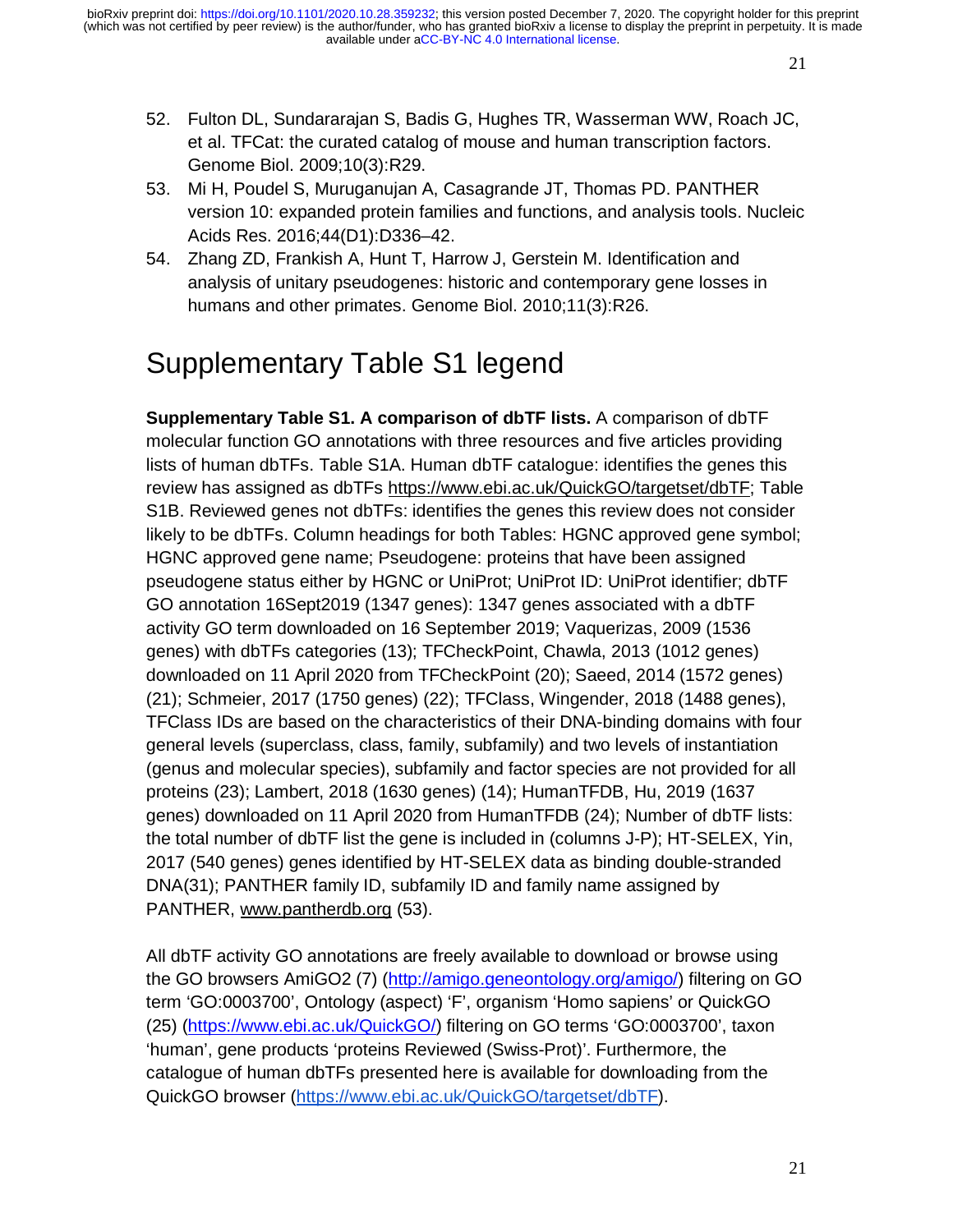52. Fulton DL, Sundararajan S, Badis G, Hughes TR, Wasserman WW, Roach JC, et al. TFCat: the curated catalog of mouse and human transcription factors. Genome Biol. 2009;10(3):R29.
53. Mi H, Poudel S, Muruganujan A, Casagrande JT, Thomas PD. PANTHER version 10: expanded protein families and functions, and analysis tools. Nucleic Acids Res. 2016;44(D1):D336–42.
54. Zhang ZD, Frankish A, Hunt T, Harrow J, Gerstein M. Identification and analysis of unitary pseudogenes: historic and contemporary gene losses in humans and other primates. Genome Biol. 2010;11(3):R26.

# Supplementary Table S1 legend

**Supplementary Table S1. A comparison of dbTF lists.** A comparison of dbTF molecular function GO annotations with three resources and five articles providing lists of human dbTFs. Table S1A. Human dbTF catalogue: identifies the genes this review has assigned as dbTFs https://www.ebi.ac.uk/QuickGO/targetset/dbTF; Table S1B. Reviewed genes not dbTFs: identifies the genes this review does not consider likely to be dbTFs. Column headings for both Tables: HGNC approved gene symbol; HGNC approved gene name; Pseudogene: proteins that have been assigned pseudogene status either by HGNC or UniProt; UniProt ID: UniProt identifier; dbTF GO annotation 16Sept2019 (1347 genes): 1347 genes associated with a dbTF activity GO term downloaded on 16 September 2019; Vaquerizas, 2009 (1536 genes) with dbTFs categories (13); TFCheckPoint, Chawla, 2013 (1012 genes) downloaded on 11 April 2020 from TFCheckPoint (20); Saeed, 2014 (1572 genes) (21); Schmeier, 2017 (1750 genes) (22); TFClass, Wingender, 2018 (1488 genes), TFClass IDs are based on the characteristics of their DNA-binding domains with four general levels (superclass, class, family, subfamily) and two levels of instantiation (genus and molecular species), subfamily and factor species are not provided for all proteins (23); Lambert, 2018 (1630 genes) (14); HumanTFDB, Hu, 2019 (1637 genes) downloaded on 11 April 2020 from HumanTFDB (24); Number of dbTF lists: the total number of dbTF list the gene is included in (columns J-P); HT-SELEX, Yin, 2017 (540 genes) genes identified by HT-SELEX data as binding double-stranded DNA(31); PANTHER family ID, subfamily ID and family name assigned by PANTHER, www.pantherdb.org (53).

All dbTF activity GO annotations are freely available to download or browse using the GO browsers AmiGO2 (7) (http://amigo.geneontology.org/amigo/) filtering on GO term 'GO:0003700', Ontology (aspect) 'F', organism 'Homo sapiens' or QuickGO (25) (https://www.ebi.ac.uk/QuickGO/) filtering on GO terms 'GO:0003700', taxon 'human', gene products 'proteins Reviewed (Swiss-Prot)'. Furthermore, the catalogue of human dbTFs presented here is available for downloading from the QuickGO browser (https://www.ebi.ac.uk/QuickGO/targetset/dbTF).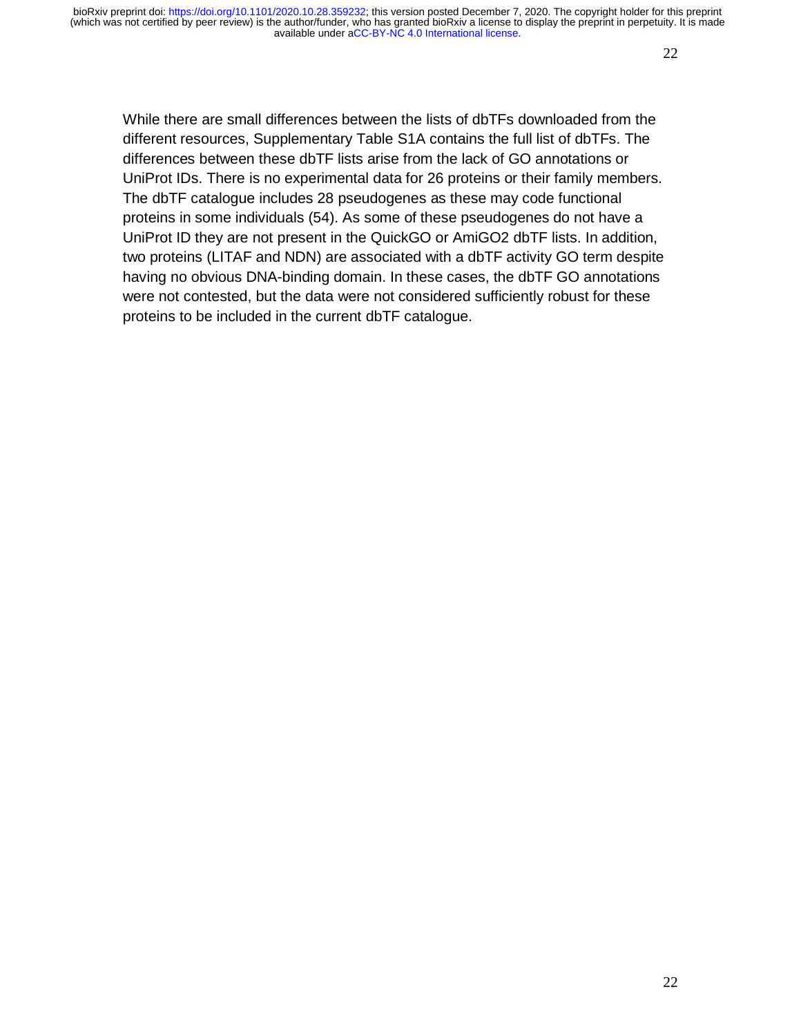While there are small differences between the lists of dbTFs downloaded from the different resources, Supplementary Table S1A contains the full list of dbTFs. The differences between these dbTF lists arise from the lack of GO annotations or UniProt IDs. There is no experimental data for 26 proteins or their family members. The dbTF catalogue includes 28 pseudogenes as these may code functional proteins in some individuals (54). As some of these pseudogenes do not have a UniProt ID they are not present in the QuickGO or AmiGO2 dbTF lists. In addition, two proteins (LITAF and NDN) are associated with a dbTF activity GO term despite having no obvious DNA-binding domain. In these cases, the dbTF GO annotations were not contested, but the data were not considered sufficiently robust for these proteins to be included in the current dbTF catalogue.